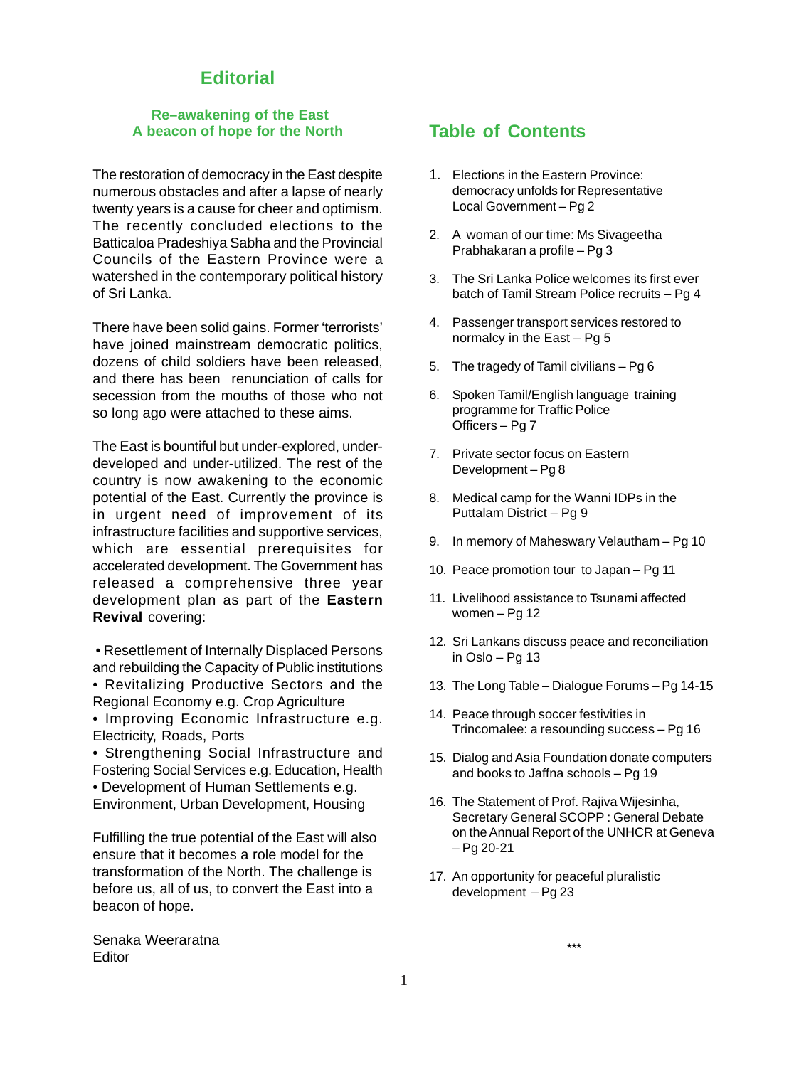# Editorial

### Re–awakening of the East
### A beacon of hope for the North

The restoration of democracy in the East despite numerous obstacles and after a lapse of nearly twenty years is a cause for cheer and optimism. The recently concluded elections to the Batticaloa Pradeshiya Sabha and the Provincial Councils of the Eastern Province were a watershed in the contemporary political history of Sri Lanka.

There have been solid gains. Former 'terrorists' have joined mainstream democratic politics, dozens of child soldiers have been released, and there has been renunciation of calls for secession from the mouths of those who not so long ago were attached to these aims.

The East is bountiful but under-explored, under-developed and under-utilized. The rest of the country is now awakening to the economic potential of the East. Currently the province is in urgent need of improvement of its infrastructure facilities and supportive services, which are essential prerequisites for accelerated development. The Government has released a comprehensive three year development plan as part of the **Eastern Revival** covering:

- Resettlement of Internally Displaced Persons and rebuilding the Capacity of Public institutions
- Revitalizing Productive Sectors and the Regional Economy e.g. Crop Agriculture
- Improving Economic Infrastructure e.g. Electricity, Roads, Ports
- Strengthening Social Infrastructure and Fostering Social Services e.g. Education, Health
- Development of Human Settlements e.g. Environment, Urban Development, Housing

Fulfilling the true potential of the East will also ensure that it becomes a role model for the transformation of the North. The challenge is before us, all of us, to convert the East into a beacon of hope.

Senaka Weeraratna
Editor

## Table of Contents

1. Elections in the Eastern Province: democracy unfolds for Representative Local Government – Pg 2
2. A woman of our time: Ms Sivageetha Prabhakaran a profile – Pg 3
3. The Sri Lanka Police welcomes its first ever batch of Tamil Stream Police recruits – Pg 4
4. Passenger transport services restored to normalcy in the East – Pg 5
5. The tragedy of Tamil civilians – Pg 6
6. Spoken Tamil/English language training programme for Traffic Police Officers – Pg 7
7. Private sector focus on Eastern Development – Pg 8
8. Medical camp for the Wanni IDPs in the Puttalam District – Pg 9
9. In memory of Maheswary Velautham – Pg 10
10. Peace promotion tour to Japan – Pg 11
11. Livelihood assistance to Tsunami affected women – Pg 12
12. Sri Lankans discuss peace and reconciliation in Oslo – Pg 13
13. The Long Table – Dialogue Forums – Pg 14-15
14. Peace through soccer festivities in Trincomalee: a resounding success – Pg 16
15. Dialog and Asia Foundation donate computers and books to Jaffna schools – Pg 19
16. The Statement of Prof. Rajiva Wijesinha, Secretary General SCOPP : General Debate on the Annual Report of the UNHCR at Geneva – Pg 20-21
17. An opportunity for peaceful pluralistic development – Pg 23

***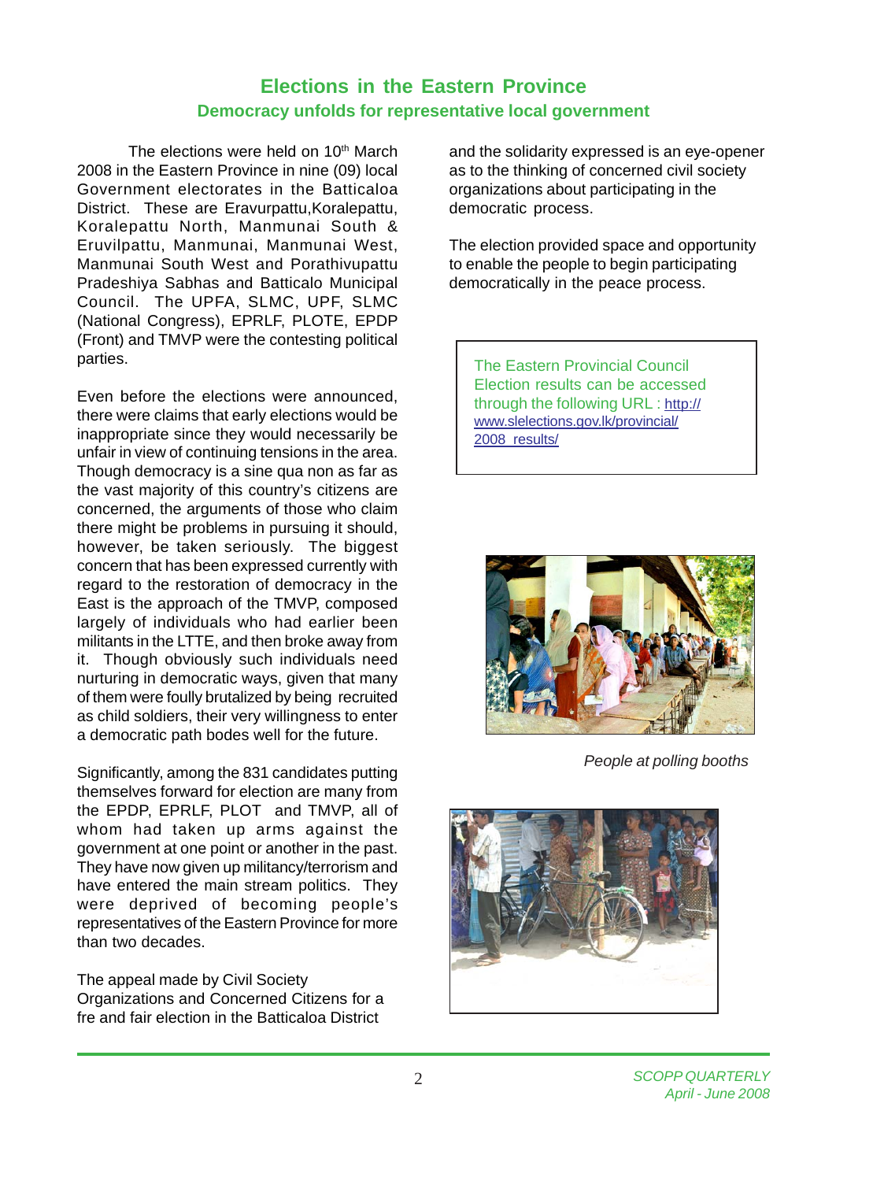# Elections in the Eastern Province

## Democracy unfolds for representative local government

The elections were held on 10th March 2008 in the Eastern Province in nine (09) local Government electorates in the Batticaloa District. These are Eravurpattu,Koralepattu, Koralepattu North, Manmunai South & Eruvilpattu, Manmunai, Manmunai West, Manmunai South West and Porathivupattu Pradeshiya Sabhas and Batticalo Municipal Council. The UPFA, SLMC, UPF, SLMC (National Congress), EPRLF, PLOTE, EPDP (Front) and TMVP were the contesting political parties.

Even before the elections were announced, there were claims that early elections would be inappropriate since they would necessarly be unfair in view of continuing tensions in the area. Though democracy is a sine qua non as far as the vast majority of this country's citizens are concerned, the arguments of those who claim there might be problems in pursuing it should, however, be taken seriously. The biggest concern that has been expressed currently with regard to the restoration of democracy in the East is the approach of the TMVP, composed largely of individuals who had earlier been militants in the LTTE, and then broke away from it. Though obviously such individuals need nurturing in democratic ways, given that many of them were foully brutalized by being recruited as child soldiers, their very willingness to enter a democratic path bodes well for the future.

Significantly, among the 831 candidates putting themselves forward for election are many from the EPDP, EPRLF, PLOT and TMVP, all of whom had taken up arms against the government at one point or another in the past. They have now given up militancy/terrorism and have entered the main stream politics. They were deprived of becoming people's representatives of the Eastern Province for more than two decades.

The appeal made by Civil Society Organizations and Concerned Citizens for a fre and fair election in the Batticaloa District and the solidarity expressed is an eye-opener as to the thinking of concerned civil society organizations about participating in the democratic process.

The election provided space and opportunity to enable the people to begin participating democratically in the peace process.

> The Eastern Provincial Council Election results can be accessed through the following URL : http://www.slelections.gov.lk/provincial/2008_results/

*People at polling booths*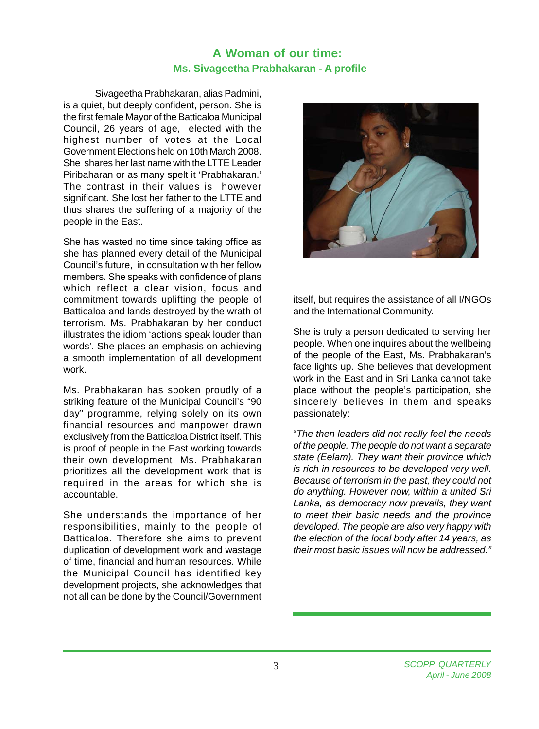## A Woman of our time:

### Ms. Sivageetha Prabhakaran - A profile

Sivageetha Prabhakaran, alias Padmini, is a quiet, but deeply confident, person. She is the first female Mayor of the Batticaloa Municipal Council, 26 years of age, elected with the highest number of votes at the Local Government Elections held on 10th March 2008. She shares her last name with the LTTE Leader Piribaharan or as many spelt it 'Prabhakaran.' The contrast in their values is however significant. She lost her father to the LTTE and thus shares the suffering of a majority of the people in the East.

She has wasted no time since taking office as she has planned every detail of the Municipal Council's future, in consultation with her fellow members. She speaks with confidence of plans which reflect a clear vision, focus and commitment towards uplifting the people of Batticaloa and lands destroyed by the wrath of terrorism. Ms. Prabhakaran by her conduct illustrates the idiom 'actions speak louder than words'. She places an emphasis on achieving a smooth implementation of all development work.

Ms. Prabhakaran has spoken proudly of a striking feature of the Municipal Council's "90 day" programme, relying solely on its own financial resources and manpower drawn exclusively from the Batticaloa District itself. This is proof of people in the East working towards their own development. Ms. Prabhakaran prioritizes all the development work that is required in the areas for which she is accountable.

She understands the importance of her responsibilities, mainly to the people of Batticaloa. Therefore she aims to prevent duplication of development work and wastage of time, financial and human resources. While the Municipal Council has identified key development projects, she acknowledges that not all can be done by the Council/Government itself, but requires the assistance of all I/NGOs and the International Community.

She is truly a person dedicated to serving her people. When one inquires about the wellbeing of the people of the East, Ms. Prabhakaran's face lights up. She believes that development work in the East and in Sri Lanka cannot take place without the people's participation, she sincerely believes in them and speaks passionately:

"*The then leaders did not really feel the needs of the people. The people do not want a separate state (Eelam). They want their province which is rich in resources to be developed very well. Because of terrorism in the past, they could not do anything. However now, within a united Sri Lanka, as democracy now prevails, they want to meet their basic needs and the province developed. The people are also very happy with the election of the local body after 14 years, as their most basic issues will now be addressed.*"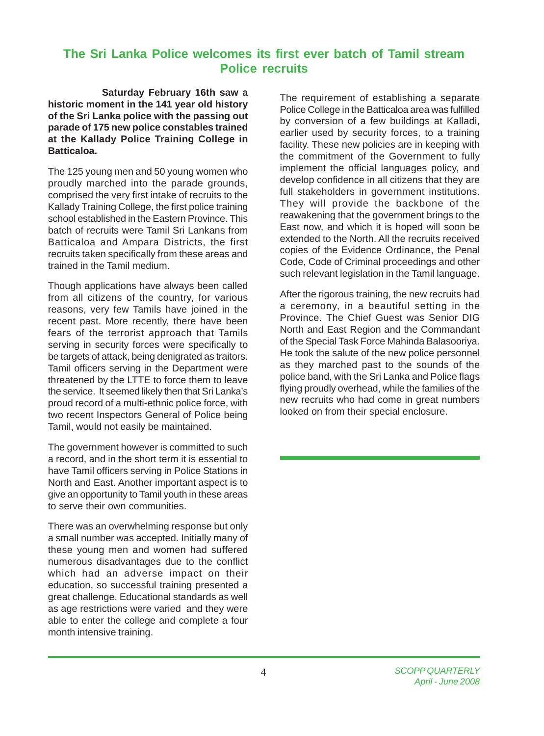## The Sri Lanka Police welcomes its first ever batch of Tamil stream Police recruits

**Saturday February 16th saw a historic moment in the 141 year old history of the Sri Lanka police with the passing out parade of 175 new police constables trained at the Kallady Police Training College in Batticaloa.**

The 125 young men and 50 young women who proudly marched into the parade grounds, comprised the very first intake of recruits to the Kallady Training College, the first police training school established in the Eastern Province. This batch of recruits were Tamil Sri Lankans from Batticaloa and Ampara Districts, the first recruits taken specifically from these areas and trained in the Tamil medium.

Though applications have always been called from all citizens of the country, for various reasons, very few Tamils have joined in the recent past. More recently, there have been fears of the terrorist approach that Tamils serving in security forces were specifically to be targets of attack, being denigrated as traitors. Tamil officers serving in the Department were threatened by the LTTE to force them to leave the service. It seemed likely then that Sri Lanka's proud record of a multi-ethnic police force, with two recent Inspectors General of Police being Tamil, would not easily be maintained.

The government however is committed to such a record, and in the short term it is essential to have Tamil officers serving in Police Stations in North and East. Another important aspect is to give an opportunity to Tamil youth in these areas to serve their own communities.

There was an overwhelming response but only a small number was accepted. Initially many of these young men and women had suffered numerous disadvantages due to the conflict which had an adverse impact on their education, so successful training presented a great challenge. Educational standards as well as age restrictions were varied and they were able to enter the college and complete a four month intensive training.

The requirement of establishing a separate Police College in the Batticaloa area was fulfilled by conversion of a few buildings at Kalladi, earlier used by security forces, to a training facility. These new policies are in keeping with the commitment of the Government to fully implement the official languages policy, and develop confidence in all citizens that they are full stakeholders in government institutions. They will provide the backbone of the reawakening that the government brings to the East now, and which it is hoped will soon be extended to the North. All the recruits received copies of the Evidence Ordinance, the Penal Code, Code of Criminal proceedings and other such relevant legislation in the Tamil language.

After the rigorous training, the new recruits had a ceremony, in a beautiful setting in the Province. The Chief Guest was Senior DIG North and East Region and the Commandant of the Special Task Force Mahinda Balasooriya. He took the salute of the new police personnel as they marched past to the sounds of the police band, with the Sri Lanka and Police flags flying proudly overhead, while the families of the new recruits who had come in great numbers looked on from their special enclosure.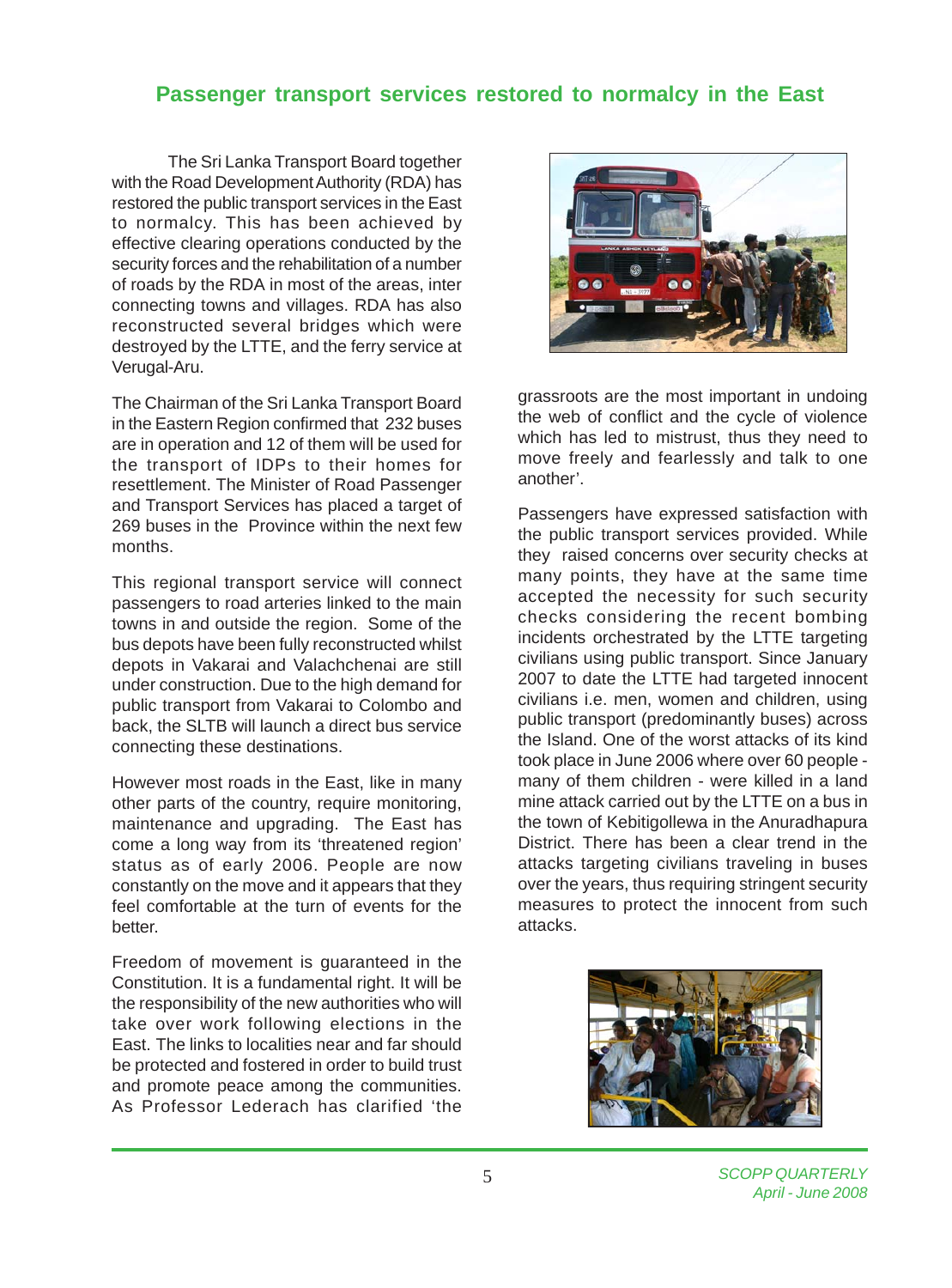## Passenger transport services restored to normalcy in the East

The Sri Lanka Transport Board together with the Road Development Authority (RDA) has restored the public transport services in the East to normalcy. This has been achieved by effective clearing operations conducted by the security forces and the rehabilitation of a number of roads by the RDA in most of the areas, inter connecting towns and villages. RDA has also reconstructed several bridges which were destroyed by the LTTE, and the ferry service at Verugal-Aru.

The Chairman of the Sri Lanka Transport Board in the Eastern Region confirmed that 232 buses are in operation and 12 of them will be used for the transport of IDPs to their homes for resettlement. The Minister of Road Passenger and Transport Services has placed a target of 269 buses in the Province within the next few months.

This regional transport service will connect passengers to road arteries linked to the main towns in and outside the region. Some of the bus depots have been fully reconstructed whilst depots in Vakarai and Valachchenai are still under construction. Due to the high demand for public transport from Vakarai to Colombo and back, the SLTB will launch a direct bus service connecting these destinations.

However most roads in the East, like in many other parts of the country, require monitoring, maintenance and upgrading. The East has come a long way from its 'threatened region' status as of early 2006. People are now constantly on the move and it appears that they feel comfortable at the turn of events for the better.

Freedom of movement is guaranteed in the Constitution. It is a fundamental right. It will be the responsibility of the new authorities who will take over work following elections in the East. The links to localities near and far should be protected and fostered in order to build trust and promote peace among the communities. As Professor Lederach has clarified 'the grassroots are the most important in undoing the web of conflict and the cycle of violence which has led to mistrust, thus they need to move freely and fearlessly and talk to one another'.

Passengers have expressed satisfaction with the public transport services provided. While they raised concerns over security checks at many points, they have at the same time accepted the necessity for such security checks considering the recent bombing incidents orchestrated by the LTTE targeting civilians using public transport. Since January 2007 to date the LTTE had targeted innocent civilians i.e. men, women and children, using public transport (predominantly buses) across the Island. One of the worst attacks of its kind took place in June 2006 where over 60 people - many of them children - were killed in a land mine attack carried out by the LTTE on a bus in the town of Kebitigollewa in the Anuradhapura District. There has been a clear trend in the attacks targeting civilians traveling in buses over the years, thus requiring stringent security measures to protect the innocent from such attacks.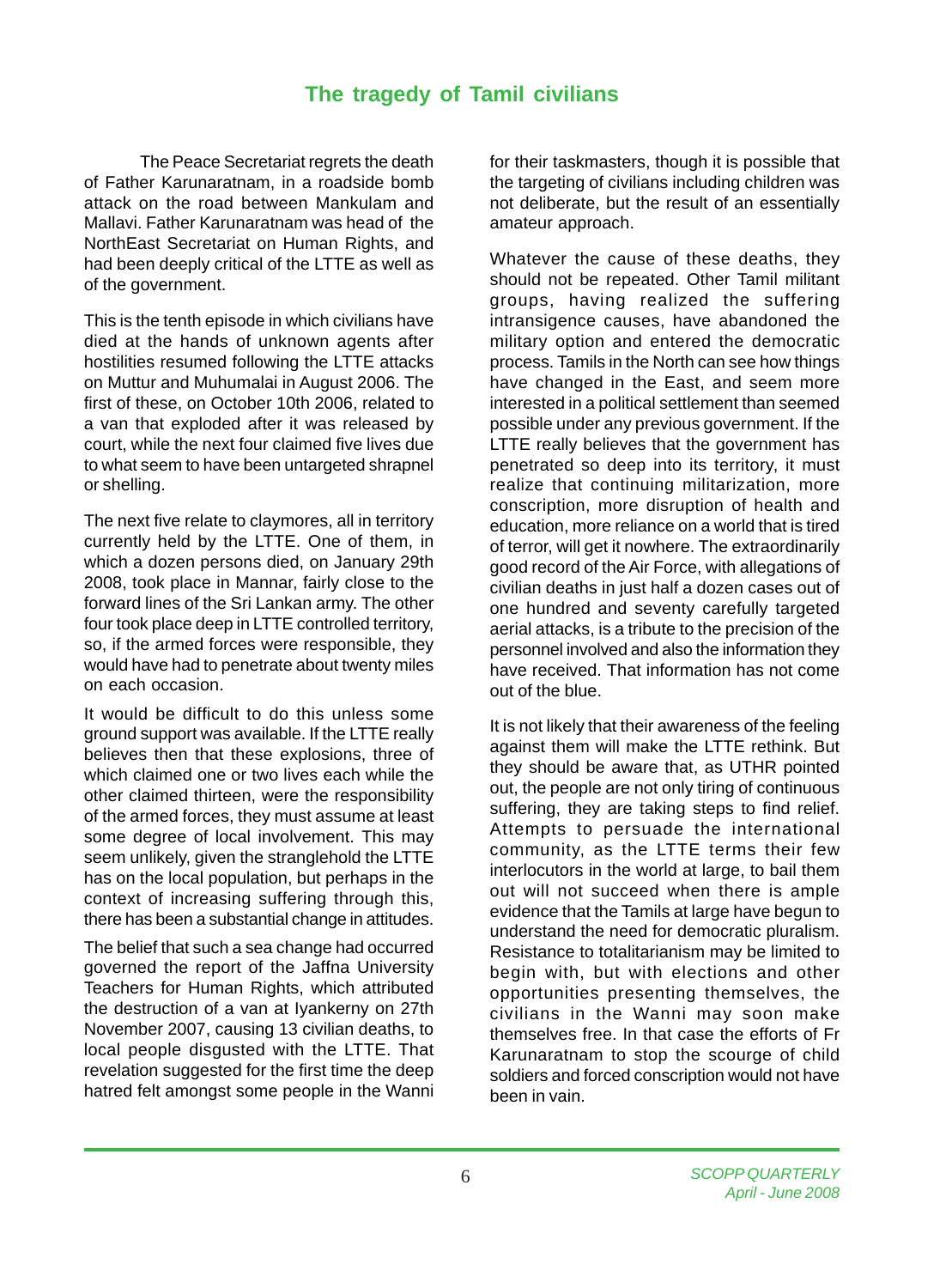## The tragedy of Tamil civilians

The Peace Secretariat regrets the death of Father Karunaratnam, in a roadside bomb attack on the road between Mankulam and Mallavi. Father Karunaratnam was head of the NorthEast Secretariat on Human Rights, and had been deeply critical of the LTTE as well as of the government.

This is the tenth episode in which civilians have died at the hands of unknown agents after hostilities resumed following the LTTE attacks on Muttur and Muhumalai in August 2006. The first of these, on October 10th 2006, related to a van that exploded after it was released by court, while the next four claimed five lives due to what seem to have been untargeted shrapnel or shelling.

The next five relate to claymores, all in territory currently held by the LTTE. One of them, in which a dozen persons died, on January 29th 2008, took place in Mannar, fairly close to the forward lines of the Sri Lankan army. The other four took place deep in LTTE controlled territory, so, if the armed forces were responsible, they would have had to penetrate about twenty miles on each occasion.

It would be difficult to do this unless some ground support was available. If the LTTE really believes then that these explosions, three of which claimed one or two lives each while the other claimed thirteen, were the responsibility of the armed forces, they must assume at least some degree of local involvement. This may seem unlikely, given the stranglehold the LTTE has on the local population, but perhaps in the context of increasing suffering through this, there has been a substantial change in attitudes.

The belief that such a sea change had occurred governed the report of the Jaffna University Teachers for Human Rights, which attributed the destruction of a van at Iyankerny on 27th November 2007, causing 13 civilian deaths, to local people disgusted with the LTTE. That revelation suggested for the first time the deep hatred felt amongst some people in the Wanni for their taskmasters, though it is possible that the targeting of civilians including children was not deliberate, but the result of an essentially amateur approach.

Whatever the cause of these deaths, they should not be repeated. Other Tamil militant groups, having realized the suffering intransigence causes, have abandoned the military option and entered the democratic process. Tamils in the North can see how things have changed in the East, and seem more interested in a political settlement than seemed possible under any previous government. If the LTTE really believes that the government has penetrated so deep into its territory, it must realize that continuing militarization, more conscription, more disruption of health and education, more reliance on a world that is tired of terror, will get it nowhere. The extraordinarily good record of the Air Force, with allegations of civilian deaths in just half a dozen cases out of one hundred and seventy carefully targeted aerial attacks, is a tribute to the precision of the personnel involved and also the information they have received. That information has not come out of the blue.

It is not likely that their awareness of the feeling against them will make the LTTE rethink. But they should be aware that, as UTHR pointed out, the people are not only tiring of continuous suffering, they are taking steps to find relief. Attempts to persuade the international community, as the LTTE terms their few interlocutors in the world at large, to bail them out will not succeed when there is ample evidence that the Tamils at large have begun to understand the need for democratic pluralism. Resistance to totalitarianism may be limited to begin with, but with elections and other opportunities presenting themselves, the civilians in the Wanni may soon make themselves free. In that case the efforts of Fr Karunaratnam to stop the scourge of child soldiers and forced conscription would not have been in vain.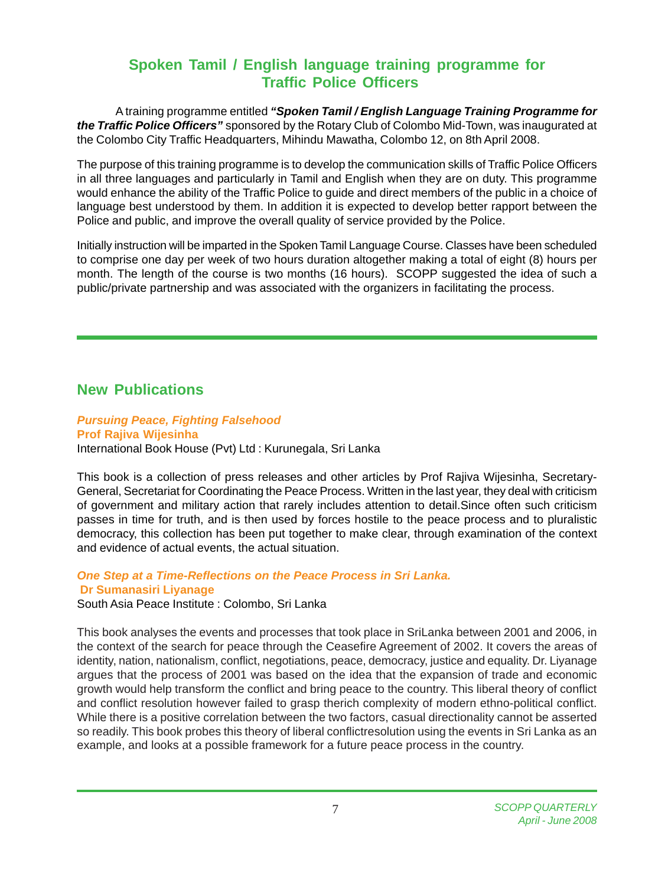## Spoken Tamil / English language training programme for Traffic Police Officers

A training programme entitled ***"Spoken Tamil / English Language Training Programme for the Traffic Police Officers"*** sponsored by the Rotary Club of Colombo Mid-Town, was inaugurated at the Colombo City Traffic Headquarters, Mihindu Mawatha, Colombo 12, on 8th April 2008.

The purpose of this training programme is to develop the communication skills of Traffic Police Officers in all three languages and particularly in Tamil and English when they are on duty. This programme would enhance the ability of the Traffic Police to guide and direct members of the public in a choice of language best understood by them. In addition it is expected to develop better rapport between the Police and public, and improve the overall quality of service provided by the Police.

Initially instruction will be imparted in the Spoken Tamil Language Course. Classes have been scheduled to comprise one day per week of two hours duration altogether making a total of eight (8) hours per month. The length of the course is two months (16 hours). SCOPP suggested the idea of such a public/private partnership and was associated with the organizers in facilitating the process.

## New Publications

***Pursuing Peace, Fighting Falsehood***
**Prof Rajiva Wijesinha**
International Book House (Pvt) Ltd : Kurunegala, Sri Lanka

This book is a collection of press releases and other articles by Prof Rajiva Wijesinha, Secretary-General, Secretariat for Coordinating the Peace Process. Written in the last year, they deal with criticism of government and military action that rarely includes attention to detail.Since often such criticism passes in time for truth, and is then used by forces hostile to the peace process and to pluralistic democracy, this collection has been put together to make clear, through examination of the context and evidence of actual events, the actual situation.

***One Step at a Time-Reflections on the Peace Process in Sri Lanka.***
**Dr Sumanasiri Liyanage**
South Asia Peace Institute : Colombo, Sri Lanka

This book analyses the events and processes that took place in SriLanka between 2001 and 2006, in the context of the search for peace through the Ceasefire Agreement of 2002. It covers the areas of identity, nation, nationalism, conflict, negotiations, peace, democracy, justice and equality. Dr. Liyanage argues that the process of 2001 was based on the idea that the expansion of trade and economic growth would help transform the conflict and bring peace to the country. This liberal theory of conflict and conflict resolution however failed to grasp therich complexity of modern ethno-political conflict. While there is a positive correlation between the two factors, casual directionality cannot be asserted so readily. This book probes this theory of liberal conflictresolution using the events in Sri Lanka as an example, and looks at a possible framework for a future peace process in the country.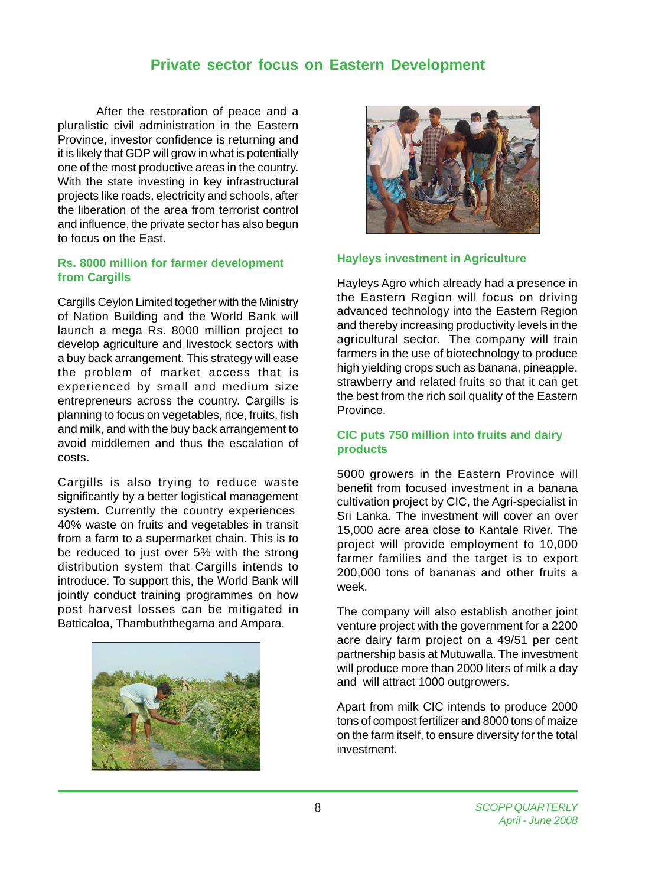## Private sector focus on Eastern Development

After the restoration of peace and a pluralistic civil administration in the Eastern Province, investor confidence is returning and it is likely that GDP will grow in what is potentially one of the most productive areas in the country. With the state investing in key infrastructural projects like roads, electricity and schools, after the liberation of the area from terrorist control and influence, the private sector has also begun to focus on the East.

### Rs. 8000 million for farmer development from Cargills

Cargills Ceylon Limited together with the Ministry of Nation Building and the World Bank will launch a mega Rs. 8000 million project to develop agriculture and livestock sectors with a buy back arrangement. This strategy will ease the problem of market access that is experienced by small and medium size entrepreneurs across the country. Cargills is planning to focus on vegetables, rice, fruits, fish and milk, and with the buy back arrangement to avoid middlemen and thus the escalation of costs.

Cargills is also trying to reduce waste significantly by a better logistical management system. Currently the country experiences 40% waste on fruits and vegetables in transit from a farm to a supermarket chain. This is to be reduced to just over 5% with the strong distribution system that Cargills intends to introduce. To support this, the World Bank will jointly conduct training programmes on how post harvest losses can be mitigated in Batticaloa, Thambuththegama and Ampara.

### Hayleys investment in Agriculture

Hayleys Agro which already had a presence in the Eastern Region will focus on driving advanced technology into the Eastern Region and thereby increasing productivity levels in the agricultural sector. The company will train farmers in the use of biotechnology to produce high yielding crops such as banana, pineapple, strawberry and related fruits so that it can get the best from the rich soil quality of the Eastern Province.

### CIC puts 750 million into fruits and dairy products

5000 growers in the Eastern Province will benefit from focused investment in a banana cultivation project by CIC, the Agri-specialist in Sri Lanka. The investment will cover an over 15,000 acre area close to Kantale River. The project will provide employment to 10,000 farmer families and the target is to export 200,000 tons of bananas and other fruits a week.

The company will also establish another joint venture project with the government for a 2200 acre dairy farm project on a 49/51 per cent partnership basis at Mutuwalla. The investment will produce more than 2000 liters of milk a day and will attract 1000 outgrowers.

Apart from milk CIC intends to produce 2000 tons of compost fertilizer and 8000 tons of maize on the farm itself, to ensure diversity for the total investment.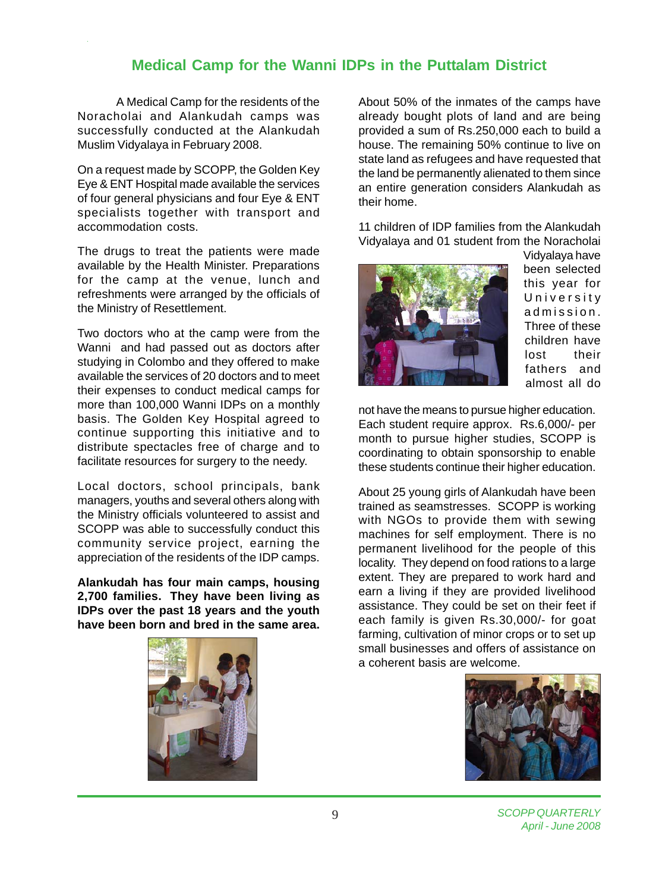# Medical Camp for the Wanni IDPs in the Puttalam District

A Medical Camp for the residents of the Noracholai and Alankudah camps was successfully conducted at the Alankudah Muslim Vidyalaya in February 2008.

On a request made by SCOPP, the Golden Key Eye & ENT Hospital made available the services of four general physicians and four Eye & ENT specialists together with transport and accommodation costs.

The drugs to treat the patients were made available by the Health Minister. Preparations for the camp at the venue, lunch and refreshments were arranged by the officials of the Ministry of Resettlement.

Two doctors who at the camp were from the Wanni and had passed out as doctors after studying in Colombo and they offered to make available the services of 20 doctors and to meet their expenses to conduct medical camps for more than 100,000 Wanni IDPs on a monthly basis. The Golden Key Hospital agreed to continue supporting this initiative and to distribute spectacles free of charge and to facilitate resources for surgery to the needy.

Local doctors, school principals, bank managers, youths and several others along with the Ministry officials volunteered to assist and SCOPP was able to successfully conduct this community service project, earning the appreciation of the residents of the IDP camps.

**Alankudah has four main camps, housing 2,700 families. They have been living as IDPs over the past 18 years and the youth have been born and bred in the same area.**

About 50% of the inmates of the camps have already bought plots of land and are being provided a sum of Rs.250,000 each to build a house. The remaining 50% continue to live on state land as refugees and have requested that the land be permanently alienated to them since an entire generation considers Alankudah as their home.

11 children of IDP families from the Alankudah Vidyalaya and 01 student from the Noracholai Vidyalaya have been selected this year for University admission. Three of these children have lost their fathers and almost all do not have the means to pursue higher education. Each student require approx. Rs.6,000/- per month to pursue higher studies, SCOPP is coordinating to obtain sponsorship to enable these students continue their higher education.

About 25 young girls of Alankudah have been trained as seamstresses. SCOPP is working with NGOs to provide them with sewing machines for self employment. There is no permanent livelihood for the people of this locality. They depend on food rations to a large extent. They are prepared to work hard and earn a living if they are provided livelihood assistance. They could be set on their feet if each family is given Rs.30,000/- for goat farming, cultivation of minor crops or to set up small businesses and offers of assistance on a coherent basis are welcome.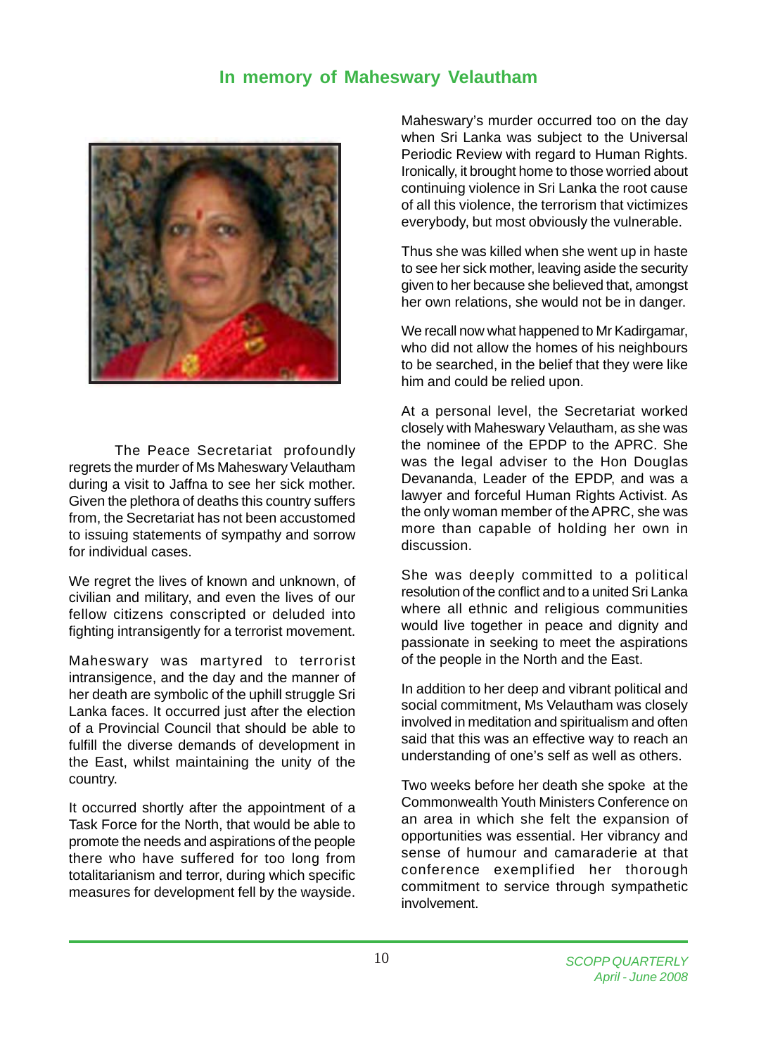# In memory of Maheswary Velautham

The Peace Secretariat profoundly regrets the murder of Ms Maheswary Velautham during a visit to Jaffna to see her sick mother. Given the plethora of deaths this country suffers from, the Secretariat has not been accustomed to issuing statements of sympathy and sorrow for individual cases.

We regret the lives of known and unknown, of civilian and military, and even the lives of our fellow citizens conscripted or deluded into fighting intransigently for a terrorist movement.

Maheswary was martyred to terrorist intransigence, and the day and the manner of her death are symbolic of the uphill struggle Sri Lanka faces. It occurred just after the election of a Provincial Council that should be able to fulfill the diverse demands of development in the East, whilst maintaining the unity of the country.

It occurred shortly after the appointment of a Task Force for the North, that would be able to promote the needs and aspirations of the people there who have suffered for too long from totalitarianism and terror, during which specific measures for development fell by the wayside.

Maheswary's murder occurred too on the day when Sri Lanka was subject to the Universal Periodic Review with regard to Human Rights. Ironically, it brought home to those worried about continuing violence in Sri Lanka the root cause of all this violence, the terrorism that victimizes everybody, but most obviously the vulnerable.

Thus she was killed when she went up in haste to see her sick mother, leaving aside the security given to her because she believed that, amongst her own relations, she would not be in danger.

We recall now what happened to Mr Kadirgamar, who did not allow the homes of his neighbours to be searched, in the belief that they were like him and could be relied upon.

At a personal level, the Secretariat worked closely with Maheswary Velautham, as she was the nominee of the EPDP to the APRC. She was the legal adviser to the Hon Douglas Devananda, Leader of the EPDP, and was a lawyer and forceful Human Rights Activist. As the only woman member of the APRC, she was more than capable of holding her own in discussion.

She was deeply committed to a political resolution of the conflict and to a united Sri Lanka where all ethnic and religious communities would live together in peace and dignity and passionate in seeking to meet the aspirations of the people in the North and the East.

In addition to her deep and vibrant political and social commitment, Ms Velautham was closely involved in meditation and spiritualism and often said that this was an effective way to reach an understanding of one's self as well as others.

Two weeks before her death she spoke at the Commonwealth Youth Ministers Conference on an area in which she felt the expansion of opportunities was essential. Her vibrancy and sense of humour and camaraderie at that conference exemplified her thorough commitment to service through sympathetic involvement.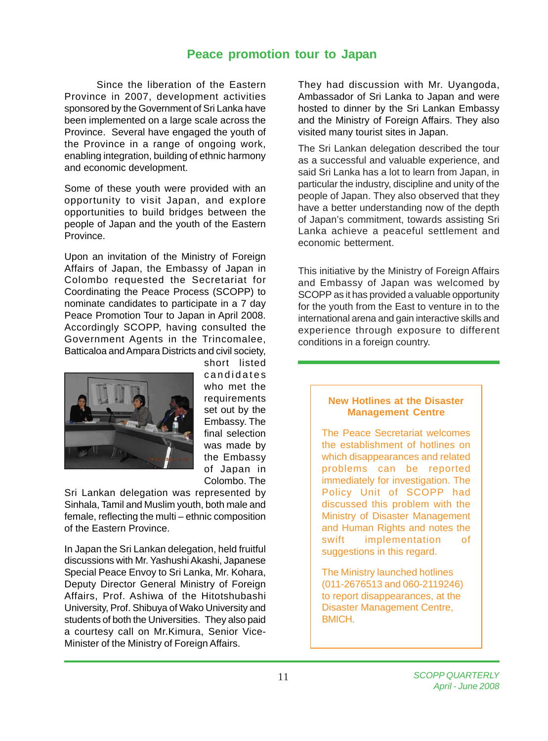## Peace promotion tour to Japan

Since the liberation of the Eastern Province in 2007, development activities sponsored by the Government of Sri Lanka have been implemented on a large scale across the Province. Several have engaged the youth of the Province in a range of ongoing work, enabling integration, building of ethnic harmony and economic development.

Some of these youth were provided with an opportunity to visit Japan, and explore opportunities to build bridges between the people of Japan and the youth of the Eastern Province.

Upon an invitation of the Ministry of Foreign Affairs of Japan, the Embassy of Japan in Colombo requested the Secretariat for Coordinating the Peace Process (SCOPP) to nominate candidates to participate in a 7 day Peace Promotion Tour to Japan in April 2008. Accordingly SCOPP, having consulted the Government Agents in the Trincomalee, Batticaloa and Ampara Districts and civil society, short listed candidates who met the requirements set out by the Embassy. The final selection was made by the Embassy of Japan in Colombo. The Sri Lankan delegation was represented by Sinhala, Tamil and Muslim youth, both male and female, reflecting the multi – ethnic composition of the Eastern Province.

In Japan the Sri Lankan delegation, held fruitful discussions with Mr. Yashushi Akashi, Japanese Special Peace Envoy to Sri Lanka, Mr. Kohara, Deputy Director General Ministry of Foreign Affairs, Prof. Ashiwa of the Hitotshubashi University, Prof. Shibuya of Wako University and students of both the Universities. They also paid a courtesy call on Mr.Kimura, Senior Vice-Minister of the Ministry of Foreign Affairs.

They had discussion with Mr. Uyangoda, Ambassador of Sri Lanka to Japan and were hosted to dinner by the Sri Lankan Embassy and the Ministry of Foreign Affairs. They also visited many tourist sites in Japan.

The Sri Lankan delegation described the tour as a successful and valuable experience, and said Sri Lanka has a lot to learn from Japan, in particular the industry, discipline and unity of the people of Japan. They also observed that they have a better understanding now of the depth of Japan's commitment, towards assisting Sri Lanka achieve a peaceful settlement and economic betterment.

This initiative by the Ministry of Foreign Affairs and Embassy of Japan was welcomed by SCOPP as it has provided a valuable opportunity for the youth from the East to venture in to the international arena and gain interactive skills and experience through exposure to different conditions in a foreign country.

### New Hotlines at the Disaster Management Centre

The Peace Secretariat welcomes the establishment of hotlines on which disappearances and related problems can be reported immediately for investigation. The Policy Unit of SCOPP had discussed this problem with the Ministry of Disaster Management and Human Rights and notes the swift implementation of suggestions in this regard.

The Ministry launched hotlines (011-2676513 and 060-2119246) to report disappearances, at the Disaster Management Centre, BMICH.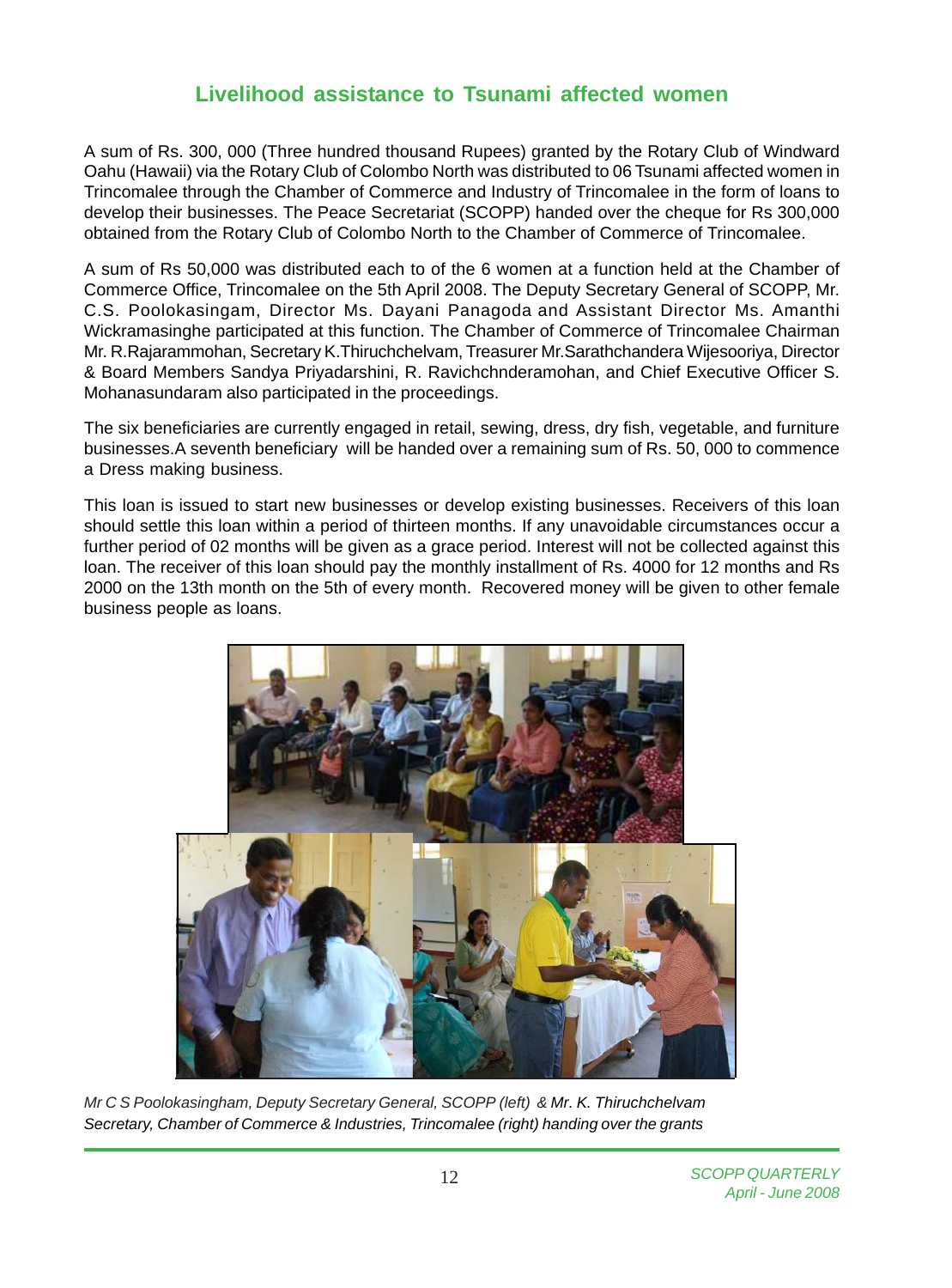## Livelihood assistance to Tsunami affected women

A sum of Rs. 300, 000 (Three hundred thousand Rupees) granted by the Rotary Club of Windward Oahu (Hawaii) via the Rotary Club of Colombo North was distributed to 06 Tsunami affected women in Trincomalee through the Chamber of Commerce and Industry of Trincomalee in the form of loans to develop their businesses. The Peace Secretariat (SCOPP) handed over the cheque for Rs 300,000 obtained from the Rotary Club of Colombo North to the Chamber of Commerce of Trincomalee.

A sum of Rs 50,000 was distributed each to of the 6 women at a function held at the Chamber of Commerce Office, Trincomalee on the 5th April 2008. The Deputy Secretary General of SCOPP, Mr. C.S. Poolokasingam, Director Ms. Dayani Panagoda and Assistant Director Ms. Amanthi Wickramasinghe participated at this function. The Chamber of Commerce of Trincomalee Chairman Mr. R.Rajarammohan, Secretary K.Thiruchchelvam, Treasurer Mr.Sarathchandera Wijesooriya, Director & Board Members Sandya Priyadarshini, R. Ravichchnderamohan, and Chief Executive Officer S. Mohanasundaram also participated in the proceedings.

The six beneficiaries are currently engaged in retail, sewing, dress, dry fish, vegetable, and furniture businesses.A seventh beneficiary will be handed over a remaining sum of Rs. 50, 000 to commence a Dress making business.

This loan is issued to start new businesses or develop existing businesses. Receivers of this loan should settle this loan within a period of thirteen months. If any unavoidable circumstances occur a further period of 02 months will be given as a grace period. Interest will not be collected against this loan. The receiver of this loan should pay the monthly installment of Rs. 4000 for 12 months and Rs 2000 on the 13th month on the 5th of every month. Recovered money will be given to other female business people as loans.

*Mr C S Poolokasingham, Deputy Secretary General, SCOPP (left) & Mr. K. Thiruchchelvam Secretary, Chamber of Commerce & Industries, Trincomalee (right) handing over the grants*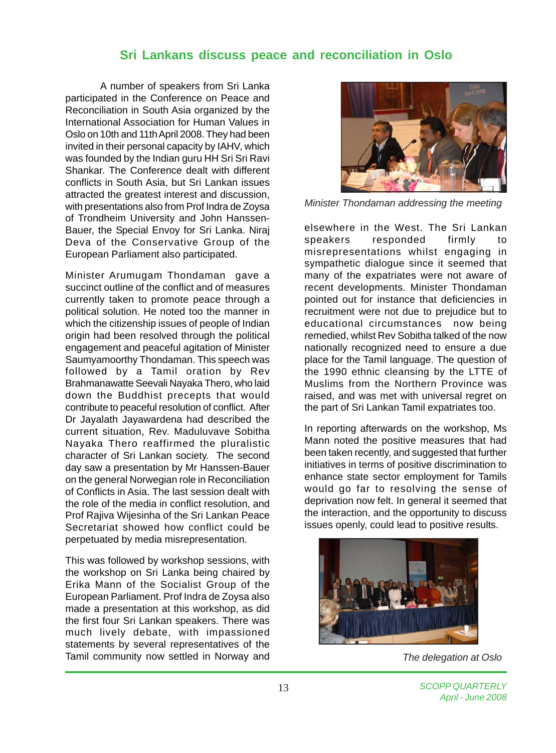## Sri Lankans discuss peace and reconciliation in Oslo

A number of speakers from Sri Lanka participated in the Conference on Peace and Reconciliation in South Asia organized by the International Association for Human Values in Oslo on 10th and 11th April 2008. They had been invited in their personal capacity by IAHV, which was founded by the Indian guru HH Sri Sri Ravi Shankar. The Conference dealt with different conflicts in South Asia, but Sri Lankan issues attracted the greatest interest and discussion, with presentations also from Prof Indra de Zoysa of Trondheim University and John Hanssen-Bauer, the Special Envoy for Sri Lanka. Niraj Deva of the Conservative Group of the European Parliament also participated.

Minister Arumugam Thondaman gave a succinct outline of the conflict and of measures currently taken to promote peace through a political solution. He noted too the manner in which the citizenship issues of people of Indian origin had been resolved through the political engagement and peaceful agitation of Minister Saumyamoorthy Thondaman. This speech was followed by a Tamil oration by Rev Brahmanawatte Seevali Nayaka Thero, who laid down the Buddhist precepts that would contribute to peaceful resolution of conflict. After Dr Jayalath Jayawardena had described the current situation, Rev. Maduluvave Sobitha Nayaka Thero reaffirmed the pluralistic character of Sri Lankan society. The second day saw a presentation by Mr Hanssen-Bauer on the general Norwegian role in Reconciliation of Conflicts in Asia. The last session dealt with the role of the media in conflict resolution, and Prof Rajiva Wijesinha of the Sri Lankan Peace Secretariat showed how conflict could be perpetuated by media misrepresentation.

This was followed by workshop sessions, with the workshop on Sri Lanka being chaired by Erika Mann of the Socialist Group of the European Parliament. Prof Indra de Zoysa also made a presentation at this workshop, as did the first four Sri Lankan speakers. There was much lively debate, with impassioned statements by several representatives of the Tamil community now settled in Norway and elsewhere in the West. The Sri Lankan speakers responded firmly to misrepresentations whilst engaging in sympathetic dialogue since it seemed that many of the expatriates were not aware of recent developments. Minister Thondaman pointed out for instance that deficiencies in recruitment were not due to prejudice but to educational circumstances now being remedied, whilst Rev Sobitha talked of the now nationally recognized need to ensure a due place for the Tamil language. The question of the 1990 ethnic cleansing by the LTTE of Muslims from the Northern Province was raised, and was met with universal regret on the part of Sri Lankan Tamil expatriates too.

*Minister Thondaman addressing the meeting*

In reporting afterwards on the workshop, Ms Mann noted the positive measures that had been taken recently, and suggested that further initiatives in terms of positive discrimination to enhance state sector employment for Tamils would go far to resolving the sense of deprivation now felt. In general it seemed that the interaction, and the opportunity to discuss issues openly, could lead to positive results.

*The delegation at Oslo*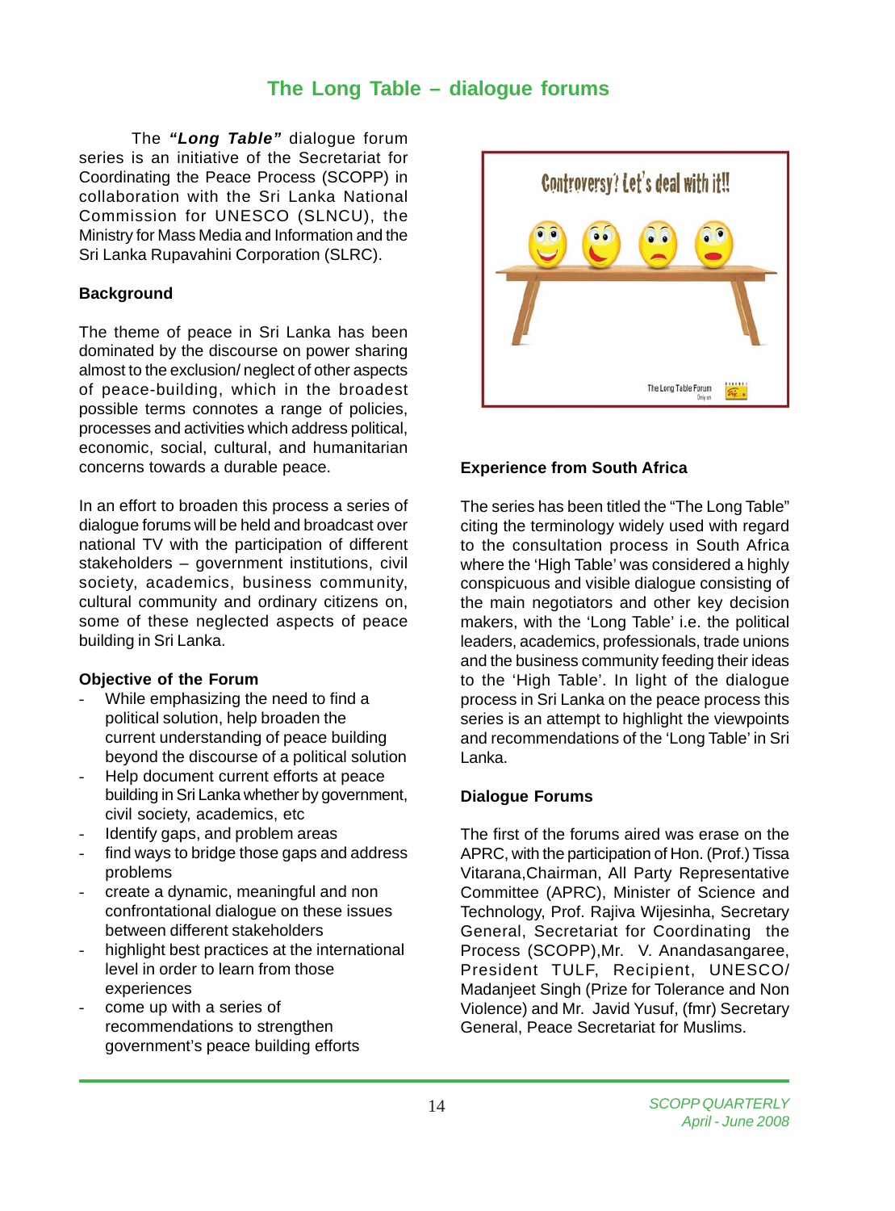# The Long Table – dialogue forums

The ***"Long Table"*** dialogue forum series is an initiative of the Secretariat for Coordinating the Peace Process (SCOPP) in collaboration with the Sri Lanka National Commission for UNESCO (SLNCU), the Ministry for Mass Media and Information and the Sri Lanka Rupavahini Corporation (SLRC).

**Background**

The theme of peace in Sri Lanka has been dominated by the discourse on power sharing almost to the exclusion/ neglect of other aspects of peace-building, which in the broadest possible terms connotes a range of policies, processes and activities which address political, economic, social, cultural, and humanitarian concerns towards a durable peace.

In an effort to broaden this process a series of dialogue forums will be held and broadcast over national TV with the participation of different stakeholders – government institutions, civil society, academics, business community, cultural community and ordinary citizens on, some of these neglected aspects of peace building in Sri Lanka.

**Objective of the Forum**

- While emphasizing the need to find a political solution, help broaden the current understanding of peace building beyond the discourse of a political solution
- Help document current efforts at peace building in Sri Lanka whether by government, civil society, academics, etc
- Identify gaps, and problem areas
- find ways to bridge those gaps and address problems
- create a dynamic, meaningful and non confrontational dialogue on these issues between different stakeholders
- highlight best practices at the international level in order to learn from those experiences
- come up with a series of recommendations to strengthen government's peace building efforts

**Experience from South Africa**

The series has been titled the "The Long Table" citing the terminology widely used with regard to the consultation process in South Africa where the 'High Table' was considered a highly conspicuous and visible dialogue consisting of the main negotiators and other key decision makers, with the 'Long Table' i.e. the political leaders, academics, professionals, trade unions and the business community feeding their ideas to the 'High Table'. In light of the dialogue process in Sri Lanka on the peace process this series is an attempt to highlight the viewpoints and recommendations of the 'Long Table' in Sri Lanka.

**Dialogue Forums**

The first of the forums aired was erase on the APRC, with the participation of Hon. (Prof.) Tissa Vitarana,Chairman, All Party Representative Committee (APRC), Minister of Science and Technology, Prof. Rajiva Wijesinha, Secretary General, Secretariat for Coordinating the Process (SCOPP),Mr. V. Anandasangaree, President TULF, Recipient, UNESCO/ Madanjeet Singh (Prize for Tolerance and Non Violence) and Mr. Javid Yusuf, (fmr) Secretary General, Peace Secretariat for Muslims.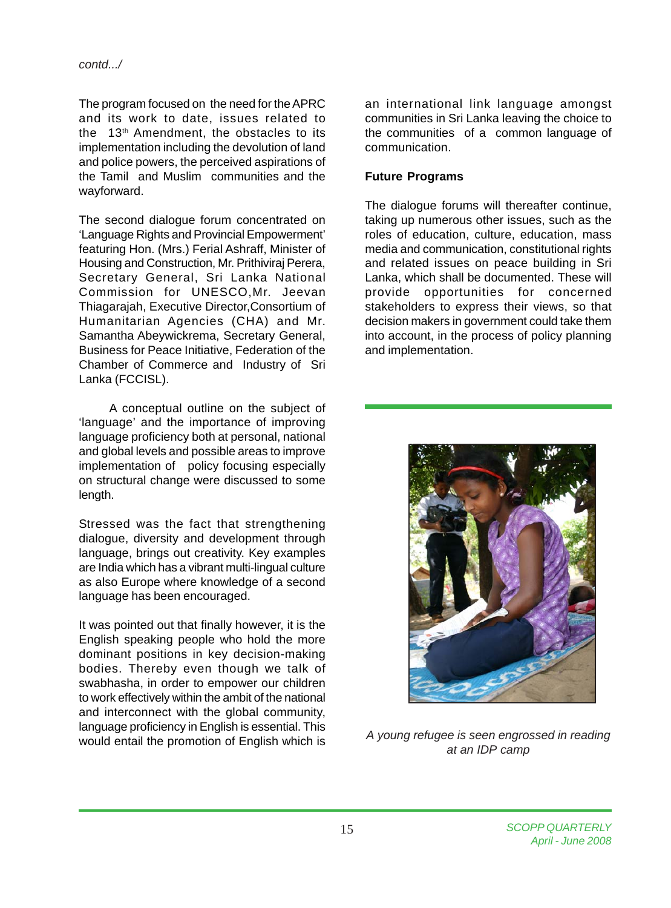*contd.../*

The program focused on the need for the APRC and its work to date, issues related to the 13th Amendment, the obstacles to its implementation including the devolution of land and police powers, the perceived aspirations of the Tamil and Muslim communities and the wayforward.

The second dialogue forum concentrated on 'Language Rights and Provincial Empowerment' featuring Hon. (Mrs.) Ferial Ashraff, Minister of Housing and Construction, Mr. Prithiviraj Perera, Secretary General, Sri Lanka National Commission for UNESCO,Mr. Jeevan Thiagarajah, Executive Director,Consortium of Humanitarian Agencies (CHA) and Mr. Samantha Abeywickrema, Secretary General, Business for Peace Initiative, Federation of the Chamber of Commerce and Industry of Sri Lanka (FCCISL).

A conceptual outline on the subject of 'language' and the importance of improving language proficiency both at personal, national and global levels and possible areas to improve implementation of policy focusing especially on structural change were discussed to some length.

Stressed was the fact that strengthening dialogue, diversity and development through language, brings out creativity. Key examples are India which has a vibrant multi-lingual culture as also Europe where knowledge of a second language has been encouraged.

It was pointed out that finally however, it is the English speaking people who hold the more dominant positions in key decision-making bodies. Thereby even though we talk of swabhasha, in order to empower our children to work effectively within the ambit of the national and interconnect with the global community, language proficiency in English is essential. This would entail the promotion of English which is an international link language amongst communities in Sri Lanka leaving the choice to the communities of a common language of communication.

**Future Programs**

The dialogue forums will thereafter continue, taking up numerous other issues, such as the roles of education, culture, education, mass media and communication, constitutional rights and related issues on peace building in Sri Lanka, which shall be documented. These will provide opportunities for concerned stakeholders to express their views, so that decision makers in government could take them into account, in the process of policy planning and implementation.

*A young refugee is seen engrossed in reading at an IDP camp*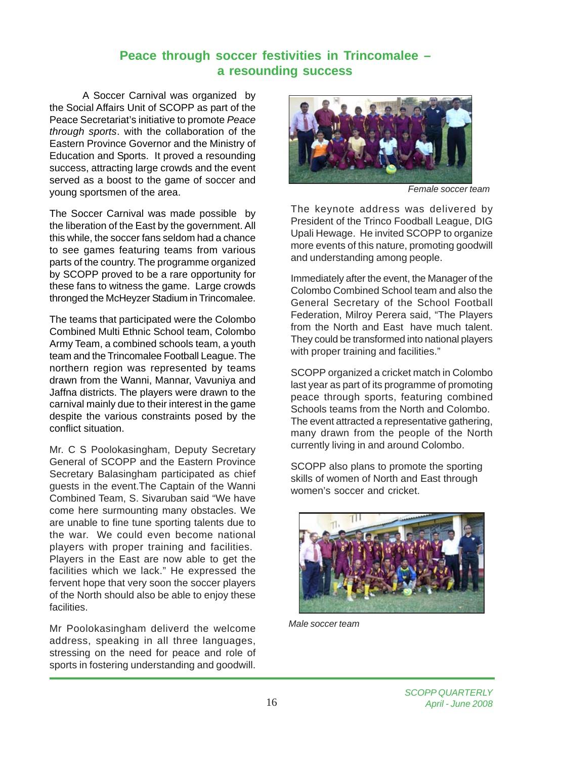# Peace through soccer festivities in Trincomalee – a resounding success

A Soccer Carnival was organized by the Social Affairs Unit of SCOPP as part of the Peace Secretariat's initiative to promote *Peace through sports*. with the collaboration of the Eastern Province Governor and the Ministry of Education and Sports. It proved a resounding success, attracting large crowds and the event served as a boost to the game of soccer and young sportsmen of the area.

The Soccer Carnival was made possible by the liberation of the East by the government. All this while, the soccer fans seldom had a chance to see games featuring teams from various parts of the country. The programme organized by SCOPP proved to be a rare opportunity for these fans to witness the game. Large crowds thronged the McHeyzer Stadium in Trincomalee.

The teams that participated were the Colombo Combined Multi Ethnic School team, Colombo Army Team, a combined schools team, a youth team and the Trincomalee Football League. The northern region was represented by teams drawn from the Wanni, Mannar, Vavuniya and Jaffna districts. The players were drawn to the carnival mainly due to their interest in the game despite the various constraints posed by the conflict situation.

Mr. C S Poolokasingham, Deputy Secretary General of SCOPP and the Eastern Province Secretary Balasingham participated as chief guests in the event.The Captain of the Wanni Combined Team, S. Sivaruban said "We have come here surmounting many obstacles. We are unable to fine tune sporting talents due to the war. We could even become national players with proper training and facilities. Players in the East are now able to get the facilities which we lack." He expressed the fervent hope that very soon the soccer players of the North should also be able to enjoy these facilities.

Mr Poolokasingham deliverd the welcome address, speaking in all three languages, stressing on the need for peace and role of sports in fostering understanding and goodwill.

*Female soccer team*

The keynote address was delivered by President of the Trinco Foodball League, DIG Upali Hewage. He invited SCOPP to organize more events of this nature, promoting goodwill and understanding among people.

Immediately after the event, the Manager of the Colombo Combined School team and also the General Secretary of the School Football Federation, Milroy Perera said, "The Players from the North and East have much talent. They could be transformed into national players with proper training and facilities."

SCOPP organized a cricket match in Colombo last year as part of its programme of promoting peace through sports, featuring combined Schools teams from the North and Colombo. The event attracted a representative gathering, many drawn from the people of the North currently living in and around Colombo.

SCOPP also plans to promote the sporting skills of women of North and East through women's soccer and cricket.

*Male soccer team*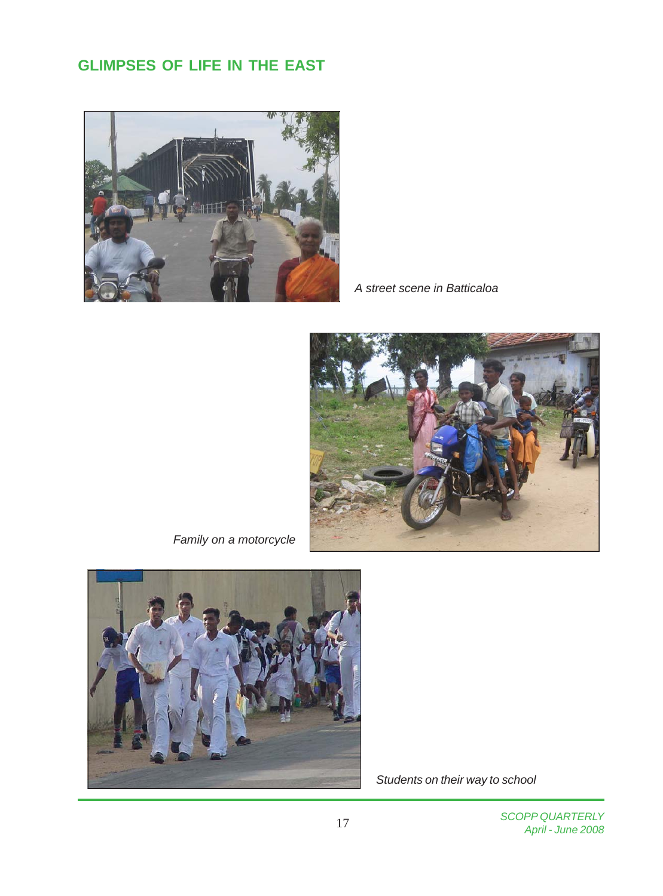## GLIMPSES OF LIFE IN THE EAST

*A street scene in Batticaloa*

*Family on a motorcycle*

*Students on their way to school*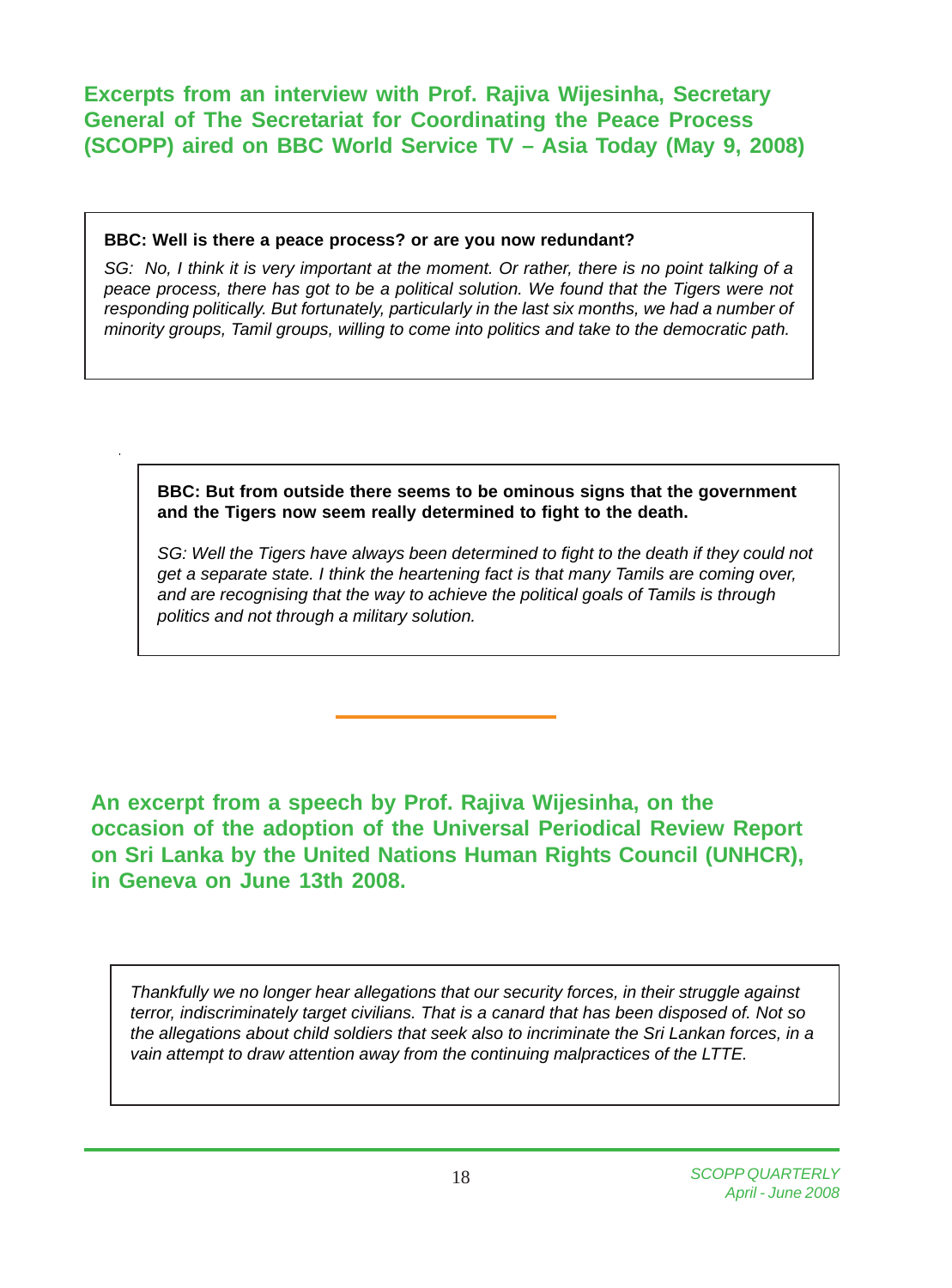## Excerpts from an interview with Prof. Rajiva Wijesinha, Secretary General of The Secretariat for Coordinating the Peace Process (SCOPP) aired on BBC World Service TV – Asia Today (May 9, 2008)

**BBC: Well is there a peace process? or are you now redundant?**

*SG: No, I think it is very important at the moment. Or rather, there is no point talking of a peace process, there has got to be a political solution. We found that the Tigers were not responding politically. But fortunately, particularly in the last six months, we had a number of minority groups, Tamil groups, willing to come into politics and take to the democratic path.*

**BBC: But from outside there seems to be ominous signs that the government and the Tigers now seem really determined to fight to the death.**

*SG: Well the Tigers have always been determined to fight to the death if they could not get a separate state. I think the heartening fact is that many Tamils are coming over, and are recognising that the way to achieve the political goals of Tamils is through politics and not through a military solution.*

---

## An excerpt from a speech by Prof. Rajiva Wijesinha, on the occasion of the adoption of the Universal Periodical Review Report on Sri Lanka by the United Nations Human Rights Council (UNHCR), in Geneva on June 13th 2008.

*Thankfully we no longer hear allegations that our security forces, in their struggle against terror, indiscriminately target civilians. That is a canard that has been disposed of. Not so the allegations about child soldiers that seek also to incriminate the Sri Lankan forces, in a vain attempt to draw attention away from the continuing malpractices of the LTTE.*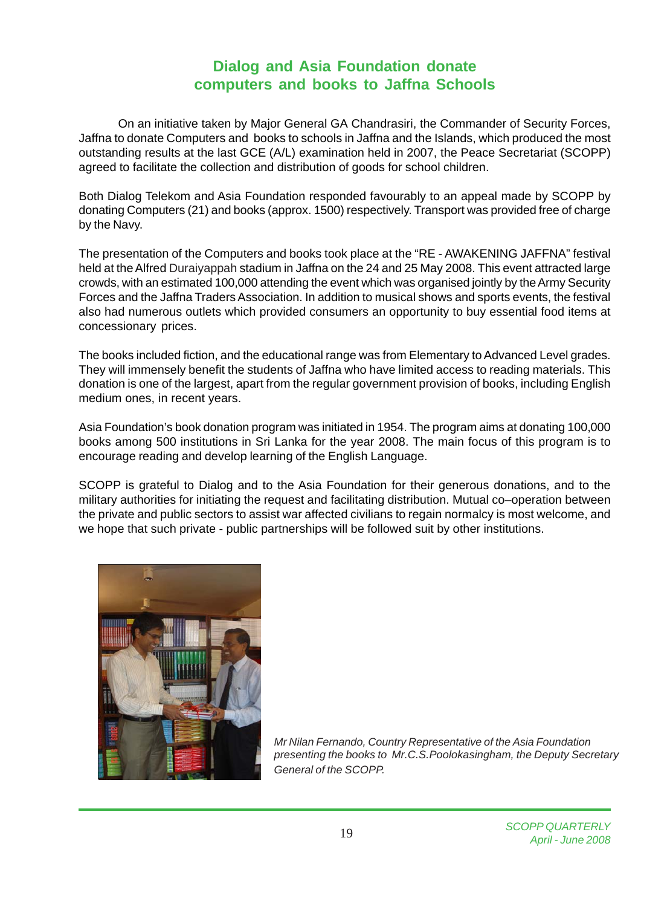# Dialog and Asia Foundation donate computers and books to Jaffna Schools

On an initiative taken by Major General GA Chandrasiri, the Commander of Security Forces, Jaffna to donate Computers and books to schools in Jaffna and the Islands, which produced the most outstanding results at the last GCE (A/L) examination held in 2007, the Peace Secretariat (SCOPP) agreed to facilitate the collection and distribution of goods for school children.

Both Dialog Telekom and Asia Foundation responded favourably to an appeal made by SCOPP by donating Computers (21) and books (approx. 1500) respectively. Transport was provided free of charge by the Navy.

The presentation of the Computers and books took place at the "RE - AWAKENING JAFFNA" festival held at the Alfred Duraiyappah stadium in Jaffna on the 24 and 25 May 2008. This event attracted large crowds, with an estimated 100,000 attending the event which was organised jointly by the Army Security Forces and the Jaffna Traders Association. In addition to musical shows and sports events, the festival also had numerous outlets which provided consumers an opportunity to buy essential food items at concessionary prices.

The books included fiction, and the educational range was from Elementary to Advanced Level grades. They will immensely benefit the students of Jaffna who have limited access to reading materials. This donation is one of the largest, apart from the regular government provision of books, including English medium ones, in recent years.

Asia Foundation's book donation program was initiated in 1954. The program aims at donating 100,000 books among 500 institutions in Sri Lanka for the year 2008. The main focus of this program is to encourage reading and develop learning of the English Language.

SCOPP is grateful to Dialog and to the Asia Foundation for their generous donations, and to the military authorities for initiating the request and facilitating distribution. Mutual co–operation between the private and public sectors to assist war affected civilians to regain normalcy is most welcome, and we hope that such private - public partnerships will be followed suit by other institutions.

*Mr Nilan Fernando, Country Representative of the Asia Foundation presenting the books to Mr.C.S.Poolokasingham, the Deputy Secretary General of the SCOPP.*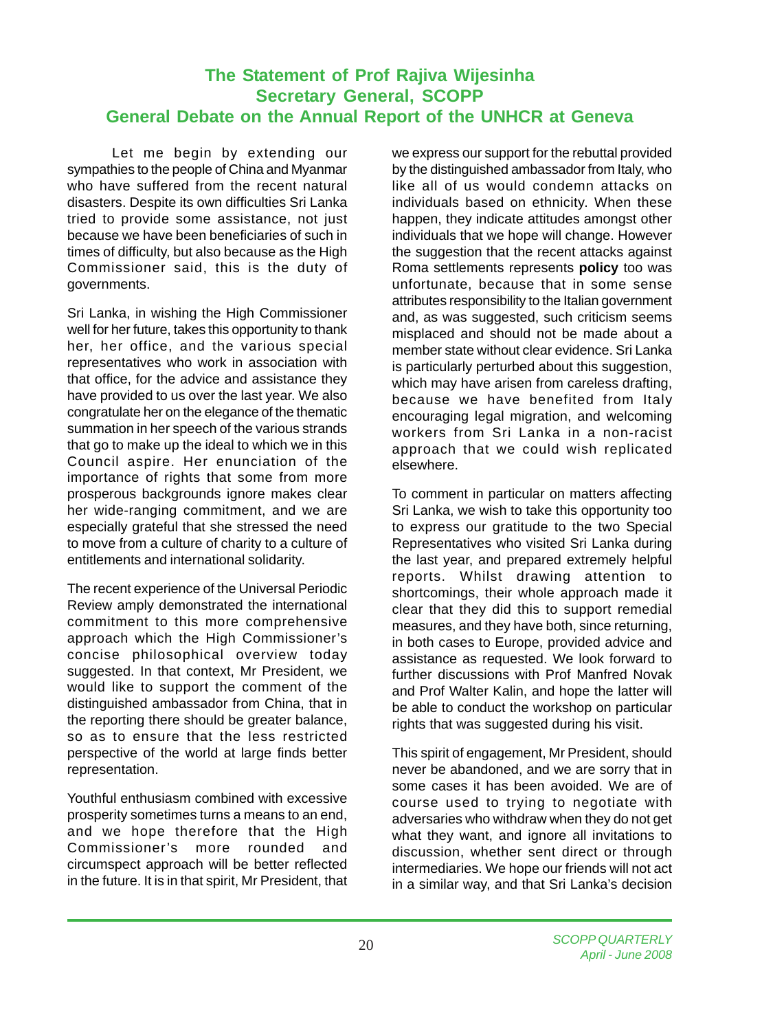## The Statement of Prof Rajiva Wijesinha Secretary General, SCOPP General Debate on the Annual Report of the UNHCR at Geneva

Let me begin by extending our sympathies to the people of China and Myanmar who have suffered from the recent natural disasters. Despite its own difficulties Sri Lanka tried to provide some assistance, not just because we have been beneficiaries of such in times of difficulty, but also because as the High Commissioner said, this is the duty of governments.

Sri Lanka, in wishing the High Commissioner well for her future, takes this opportunity to thank her, her office, and the various special representatives who work in association with that office, for the advice and assistance they have provided to us over the last year. We also congratulate her on the elegance of the thematic summation in her speech of the various strands that go to make up the ideal to which we in this Council aspire. Her enunciation of the importance of rights that some from more prosperous backgrounds ignore makes clear her wide-ranging commitment, and we are especially grateful that she stressed the need to move from a culture of charity to a culture of entitlements and international solidarity.

The recent experience of the Universal Periodic Review amply demonstrated the international commitment to this more comprehensive approach which the High Commissioner's concise philosophical overview today suggested. In that context, Mr President, we would like to support the comment of the distinguished ambassador from China, that in the reporting there should be greater balance, so as to ensure that the less restricted perspective of the world at large finds better representation.

Youthful enthusiasm combined with excessive prosperity sometimes turns a means to an end, and we hope therefore that the High Commissioner's more rounded and circumspect approach will be better reflected in the future. It is in that spirit, Mr President, that we express our support for the rebuttal provided by the distinguished ambassador from Italy, who like all of us would condemn attacks on individuals based on ethnicity. When these happen, they indicate attitudes amongst other individuals that we hope will change. However the suggestion that the recent attacks against Roma settlements represents **policy** too was unfortunate, because that in some sense attributes responsibility to the Italian government and, as was suggested, such criticism seems misplaced and should not be made about a member state without clear evidence. Sri Lanka is particularly perturbed about this suggestion, which may have arisen from careless drafting, because we have benefited from Italy encouraging legal migration, and welcoming workers from Sri Lanka in a non-racist approach that we could wish replicated elsewhere.

To comment in particular on matters affecting Sri Lanka, we wish to take this opportunity too to express our gratitude to the two Special Representatives who visited Sri Lanka during the last year, and prepared extremely helpful reports. Whilst drawing attention to shortcomings, their whole approach made it clear that they did this to support remedial measures, and they have both, since returning, in both cases to Europe, provided advice and assistance as requested. We look forward to further discussions with Prof Manfred Novak and Prof Walter Kalin, and hope the latter will be able to conduct the workshop on particular rights that was suggested during his visit.

This spirit of engagement, Mr President, should never be abandoned, and we are sorry that in some cases it has been avoided. We are of course used to trying to negotiate with adversaries who withdraw when they do not get what they want, and ignore all invitations to discussion, whether sent direct or through intermediaries. We hope our friends will not act in a similar way, and that Sri Lanka's decision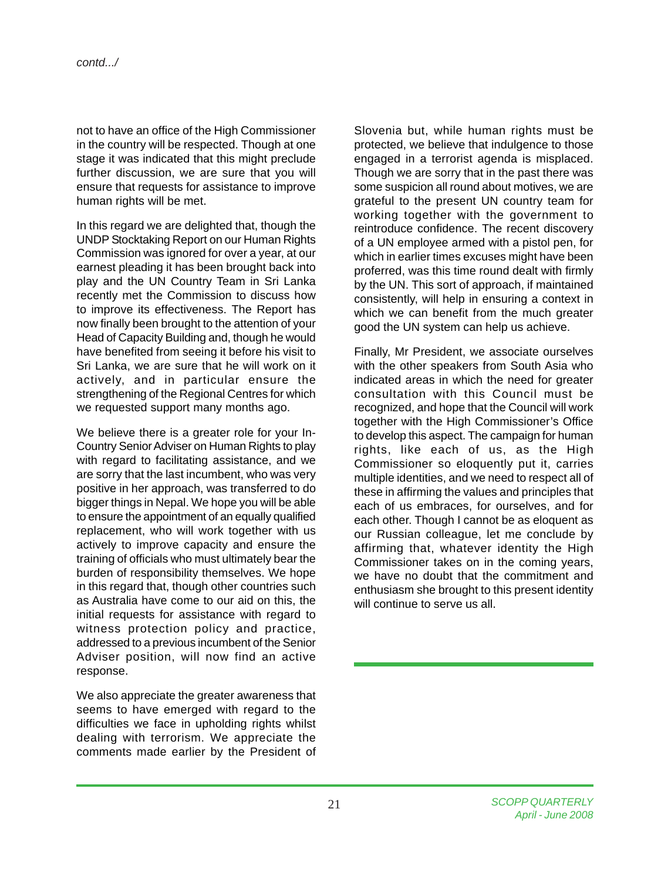*contd.../*

not to have an office of the High Commissioner in the country will be respected. Though at one stage it was indicated that this might preclude further discussion, we are sure that you will ensure that requests for assistance to improve human rights will be met.

In this regard we are delighted that, though the UNDP Stocktaking Report on our Human Rights Commission was ignored for over a year, at our earnest pleading it has been brought back into play and the UN Country Team in Sri Lanka recently met the Commission to discuss how to improve its effectiveness. The Report has now finally been brought to the attention of your Head of Capacity Building and, though he would have benefited from seeing it before his visit to Sri Lanka, we are sure that he will work on it actively, and in particular ensure the strengthening of the Regional Centres for which we requested support many months ago.

We believe there is a greater role for your In-Country Senior Adviser on Human Rights to play with regard to facilitating assistance, and we are sorry that the last incumbent, who was very positive in her approach, was transferred to do bigger things in Nepal. We hope you will be able to ensure the appointment of an equally qualified replacement, who will work together with us actively to improve capacity and ensure the training of officials who must ultimately bear the burden of responsibility themselves. We hope in this regard that, though other countries such as Australia have come to our aid on this, the initial requests for assistance with regard to witness protection policy and practice, addressed to a previous incumbent of the Senior Adviser position, will now find an active response.

We also appreciate the greater awareness that seems to have emerged with regard to the difficulties we face in upholding rights whilst dealing with terrorism. We appreciate the comments made earlier by the President of Slovenia but, while human rights must be protected, we believe that indulgence to those engaged in a terrorist agenda is misplaced. Though we are sorry that in the past there was some suspicion all round about motives, we are grateful to the present UN country team for working together with the government to reintroduce confidence. The recent discovery of a UN employee armed with a pistol pen, for which in earlier times excuses might have been proferred, was this time round dealt with firmly by the UN. This sort of approach, if maintained consistently, will help in ensuring a context in which we can benefit from the much greater good the UN system can help us achieve.

Finally, Mr President, we associate ourselves with the other speakers from South Asia who indicated areas in which the need for greater consultation with this Council must be recognized, and hope that the Council will work together with the High Commissioner's Office to develop this aspect. The campaign for human rights, like each of us, as the High Commissioner so eloquently put it, carries multiple identities, and we need to respect all of these in affirming the values and principles that each of us embraces, for ourselves, and for each other. Though I cannot be as eloquent as our Russian colleague, let me conclude by affirming that, whatever identity the High Commissioner takes on in the coming years, we have no doubt that the commitment and enthusiasm she brought to this present identity will continue to serve us all.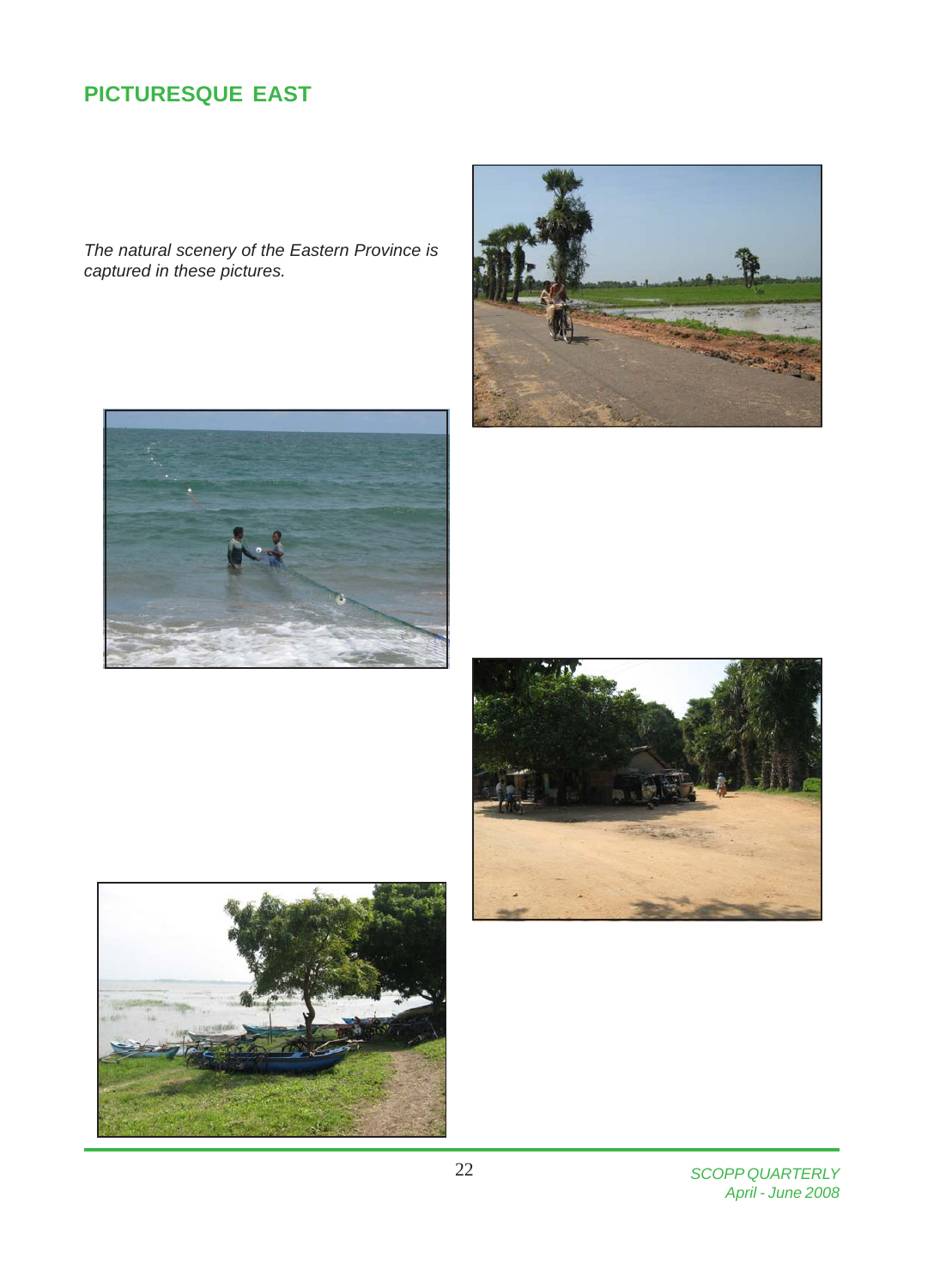## PICTURESQUE EAST

*The natural scenery of the Eastern Province is captured in these pictures.*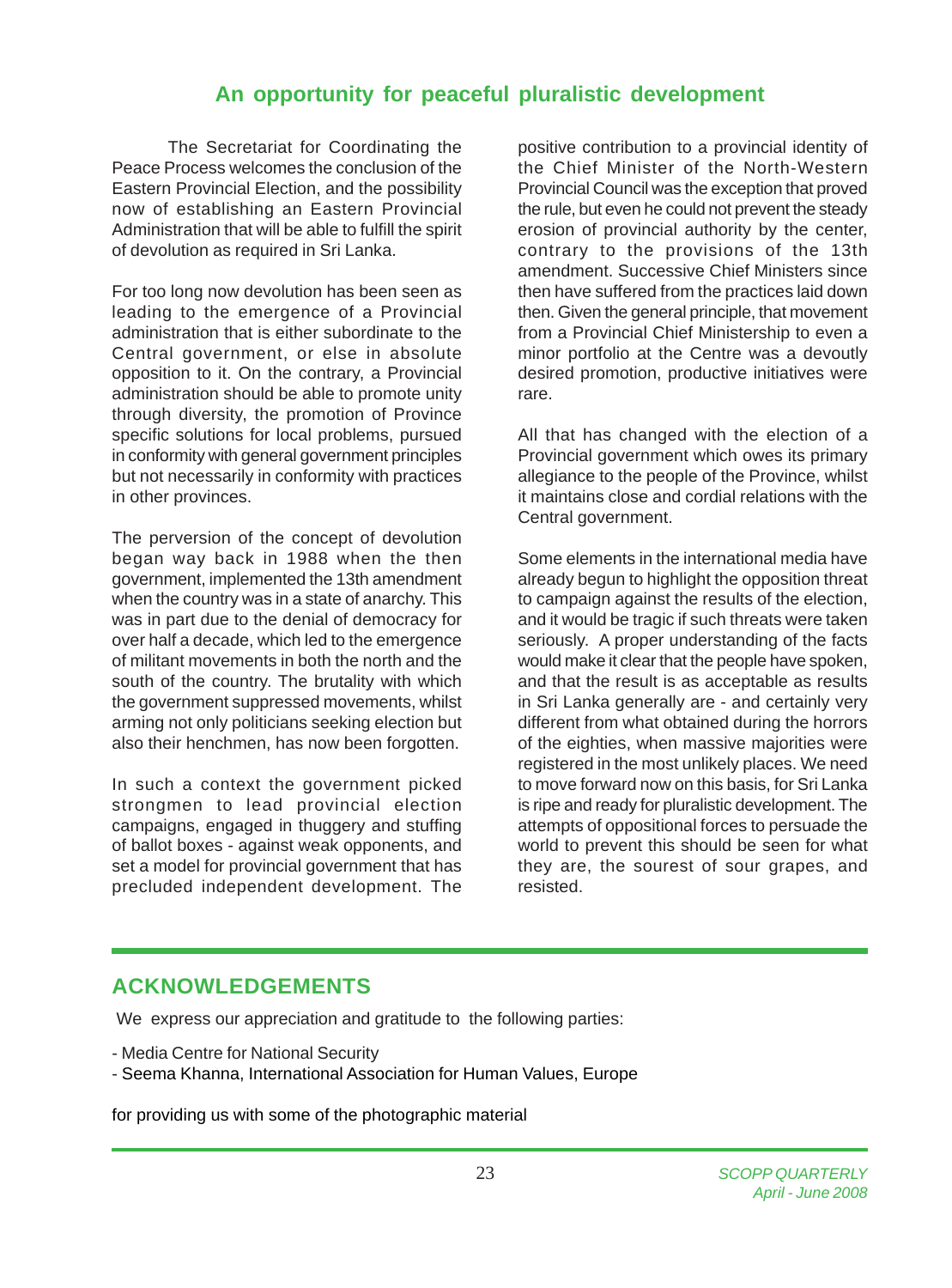## An opportunity for peaceful pluralistic development

The Secretariat for Coordinating the Peace Process welcomes the conclusion of the Eastern Provincial Election, and the possibility now of establishing an Eastern Provincial Administration that will be able to fulfill the spirit of devolution as required in Sri Lanka.

For too long now devolution has been seen as leading to the emergence of a Provincial administration that is either subordinate to the Central government, or else in absolute opposition to it. On the contrary, a Provincial administration should be able to promote unity through diversity, the promotion of Province specific solutions for local problems, pursued in conformity with general government principles but not necessarily in conformity with practices in other provinces.

The perversion of the concept of devolution began way back in 1988 when the then government, implemented the 13th amendment when the country was in a state of anarchy. This was in part due to the denial of democracy for over half a decade, which led to the emergence of militant movements in both the north and the south of the country. The brutality with which the government suppressed movements, whilst arming not only politicians seeking election but also their henchmen, has now been forgotten.

In such a context the government picked strongmen to lead provincial election campaigns, engaged in thuggery and stuffing of ballot boxes - against weak opponents, and set a model for provincial government that has precluded independent development. The positive contribution to a provincial identity of the Chief Minister of the North-Western Provincial Council was the exception that proved the rule, but even he could not prevent the steady erosion of provincial authority by the center, contrary to the provisions of the 13th amendment. Successive Chief Ministers since then have suffered from the practices laid down then. Given the general principle, that movement from a Provincial Chief Ministership to even a minor portfolio at the Centre was a devoutly desired promotion, productive initiatives were rare.

All that has changed with the election of a Provincial government which owes its primary allegiance to the people of the Province, whilst it maintains close and cordial relations with the Central government.

Some elements in the international media have already begun to highlight the opposition threat to campaign against the results of the election, and it would be tragic if such threats were taken seriously. A proper understanding of the facts would make it clear that the people have spoken, and that the result is as acceptable as results in Sri Lanka generally are - and certainly very different from what obtained during the horrors of the eighties, when massive majorities were registered in the most unlikely places. We need to move forward now on this basis, for Sri Lanka is ripe and ready for pluralistic development. The attempts of oppositional forces to persuade the world to prevent this should be seen for what they are, the sourest of sour grapes, and resisted.

## ACKNOWLEDGEMENTS

We express our appreciation and gratitude to the following parties:

- Media Centre for National Security
- Seema Khanna, International Association for Human Values, Europe

for providing us with some of the photographic material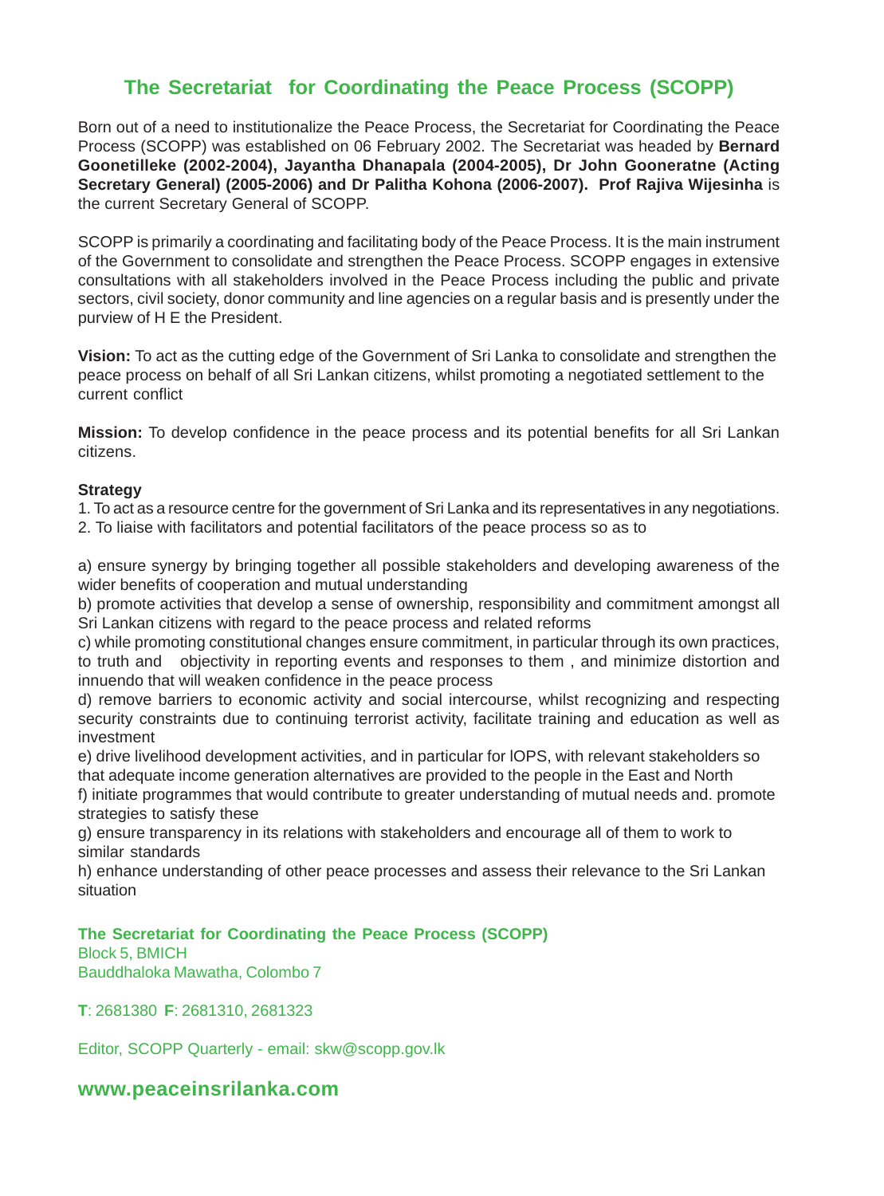# The Secretariat for Coordinating the Peace Process (SCOPP)

Born out of a need to institutionalize the Peace Process, the Secretariat for Coordinating the Peace Process (SCOPP) was established on 06 February 2002. The Secretariat was headed by **Bernard Goonetilleke (2002-2004), Jayantha Dhanapala (2004-2005), Dr John Gooneratne (Acting Secretary General) (2005-2006) and Dr Palitha Kohona (2006-2007). Prof Rajiva Wijesinha** is the current Secretary General of SCOPP.

SCOPP is primarily a coordinating and facilitating body of the Peace Process. It is the main instrument of the Government to consolidate and strengthen the Peace Process. SCOPP engages in extensive consultations with all stakeholders involved in the Peace Process including the public and private sectors, civil society, donor community and line agencies on a regular basis and is presently under the purview of H E the President.

**Vision:** To act as the cutting edge of the Government of Sri Lanka to consolidate and strengthen the peace process on behalf of all Sri Lankan citizens, whilst promoting a negotiated settlement to the current conflict

**Mission:** To develop confidence in the peace process and its potential benefits for all Sri Lankan citizens.

**Strategy**

1. To act as a resource centre for the government of Sri Lanka and its representatives in any negotiations.
2. To liaise with facilitators and potential facilitators of the peace process so as to

a) ensure synergy by bringing together all possible stakeholders and developing awareness of the wider benefits of cooperation and mutual understanding

b) promote activities that develop a sense of ownership, responsibility and commitment amongst all Sri Lankan citizens with regard to the peace process and related reforms

c) while promoting constitutional changes ensure commitment, in particular through its own practices, to truth and objectivity in reporting events and responses to them , and minimize distortion and innuendo that will weaken confidence in the peace process

d) remove barriers to economic activity and social intercourse, whilst recognizing and respecting security constraints due to continuing terrorist activity, facilitate training and education as well as investment

e) drive livelihood development activities, and in particular for IOPS, with relevant stakeholders so that adequate income generation alternatives are provided to the people in the East and North

f) initiate programmes that would contribute to greater understanding of mutual needs and. promote strategies to satisfy these

g) ensure transparency in its relations with stakeholders and encourage all of them to work to similar standards

h) enhance understanding of other peace processes and assess their relevance to the Sri Lankan situation

**The Secretariat for Coordinating the Peace Process (SCOPP)**
Block 5, BMICH
Bauddhaloka Mawatha, Colombo 7

**T**: 2681380 **F**: 2681310, 2681323

Editor, SCOPP Quarterly - email: skw@scopp.gov.lk

**www.peaceinsrilanka.com**